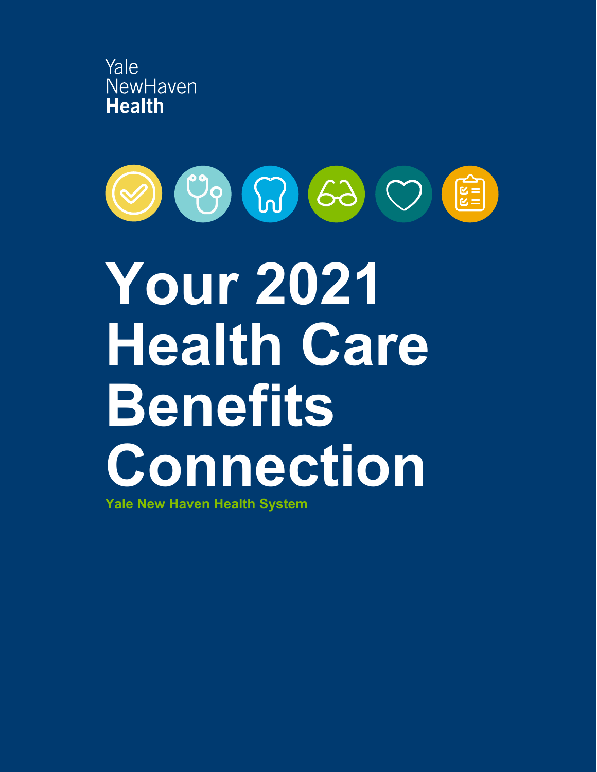Yale
NewHaven
**Health**

# Your 2021 Health Care Benefits Connection

**Yale New Haven Health System**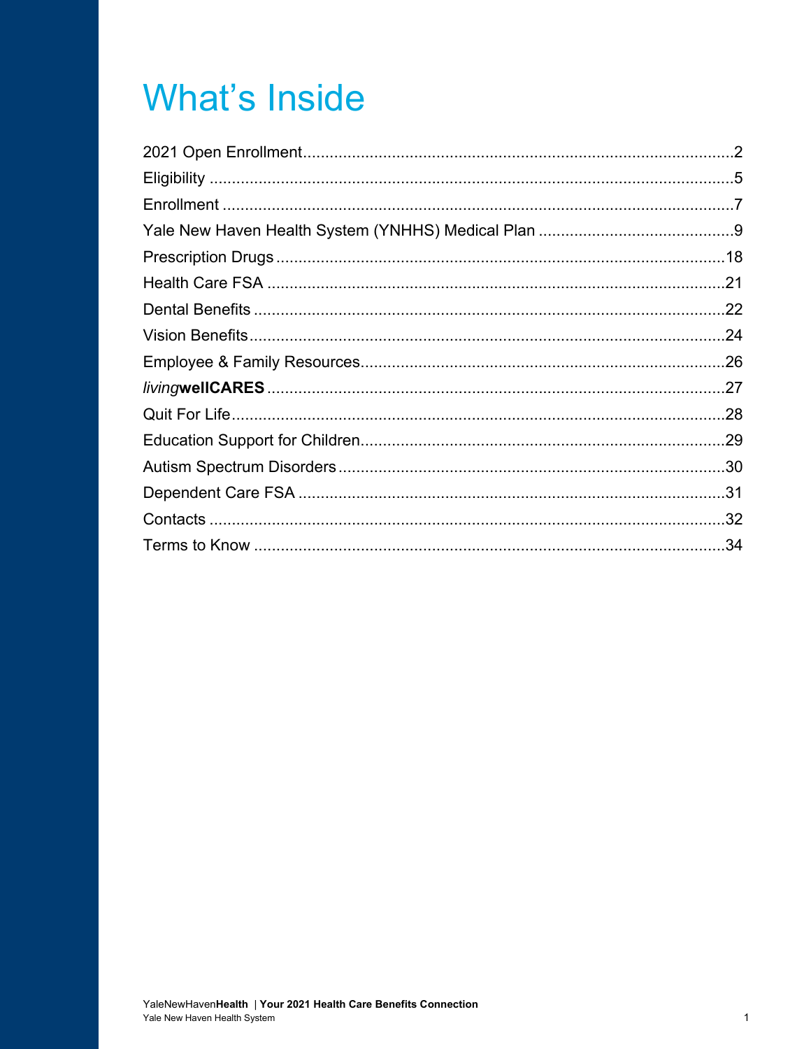# What's Inside

2021 Open Enrollment ........................................................................................2

Eligibility ........................................................................................5

Enrollment ........................................................................................7

Yale New Haven Health System (YNHHS) Medical Plan ........................................................................................9

Prescription Drugs ........................................................................................18

Health Care FSA ........................................................................................21

Dental Benefits ........................................................................................22

Vision Benefits ........................................................................................24

Employee & Family Resources ........................................................................................26

*living***wellCARES** ........................................................................................27

Quit For Life ........................................................................................28

Education Support for Children ........................................................................................29

Autism Spectrum Disorders ........................................................................................30

Dependent Care FSA ........................................................................................31

Contacts ........................................................................................32

Terms to Know ........................................................................................34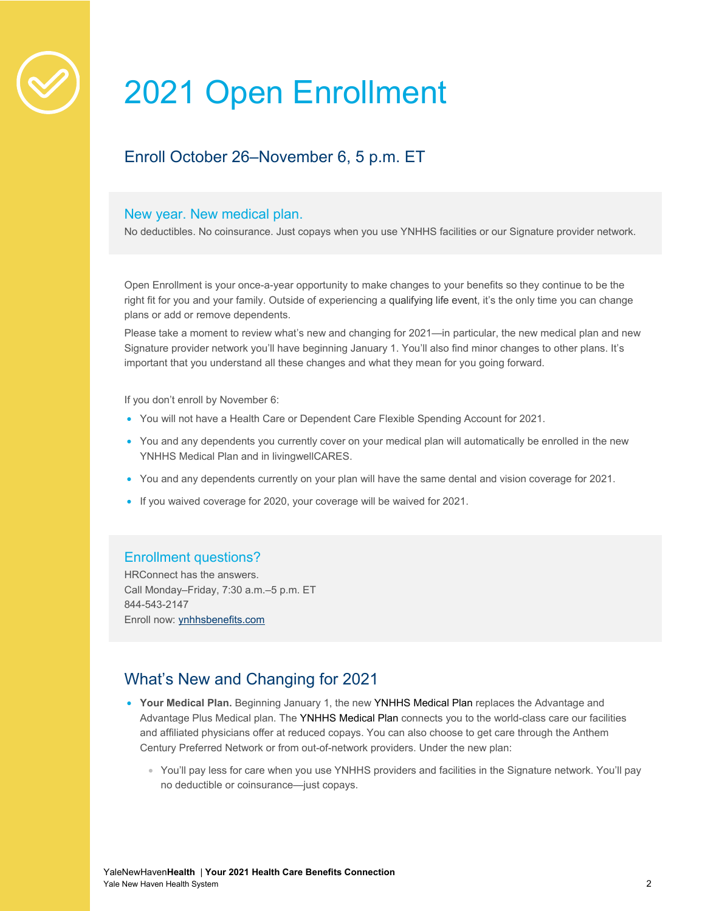# 2021 Open Enrollment

## Enroll October 26–November 6, 5 p.m. ET

### New year. New medical plan.

No deductibles. No coinsurance. Just copays when you use YNHHS facilities or our Signature provider network.

Open Enrollment is your once-a-year opportunity to make changes to your benefits so they continue to be the right fit for you and your family. Outside of experiencing a qualifying life event, it's the only time you can change plans or add or remove dependents.

Please take a moment to review what's new and changing for 2021—in particular, the new medical plan and new Signature provider network you'll have beginning January 1. You'll also find minor changes to other plans. It's important that you understand all these changes and what they mean for you going forward.

If you don't enroll by November 6:

- You will not have a Health Care or Dependent Care Flexible Spending Account for 2021.
- You and any dependents you currently cover on your medical plan will automatically be enrolled in the new YNHHS Medical Plan and in livingwellCARES.
- You and any dependents currently on your plan will have the same dental and vision coverage for 2021.
- If you waived coverage for 2020, your coverage will be waived for 2021.

### Enrollment questions?

HRConnect has the answers.
Call Monday–Friday, 7:30 a.m.–5 p.m. ET
844-543-2147
Enroll now: ynhhsbenefits.com

## What's New and Changing for 2021

- **Your Medical Plan.** Beginning January 1, the new YNHHS Medical Plan replaces the Advantage and Advantage Plus Medical plan. The YNHHS Medical Plan connects you to the world-class care our facilities and affiliated physicians offer at reduced copays. You can also choose to get care through the Anthem Century Preferred Network or from out-of-network providers. Under the new plan:
  - You'll pay less for care when you use YNHHS providers and facilities in the Signature network. You'll pay no deductible or coinsurance—just copays.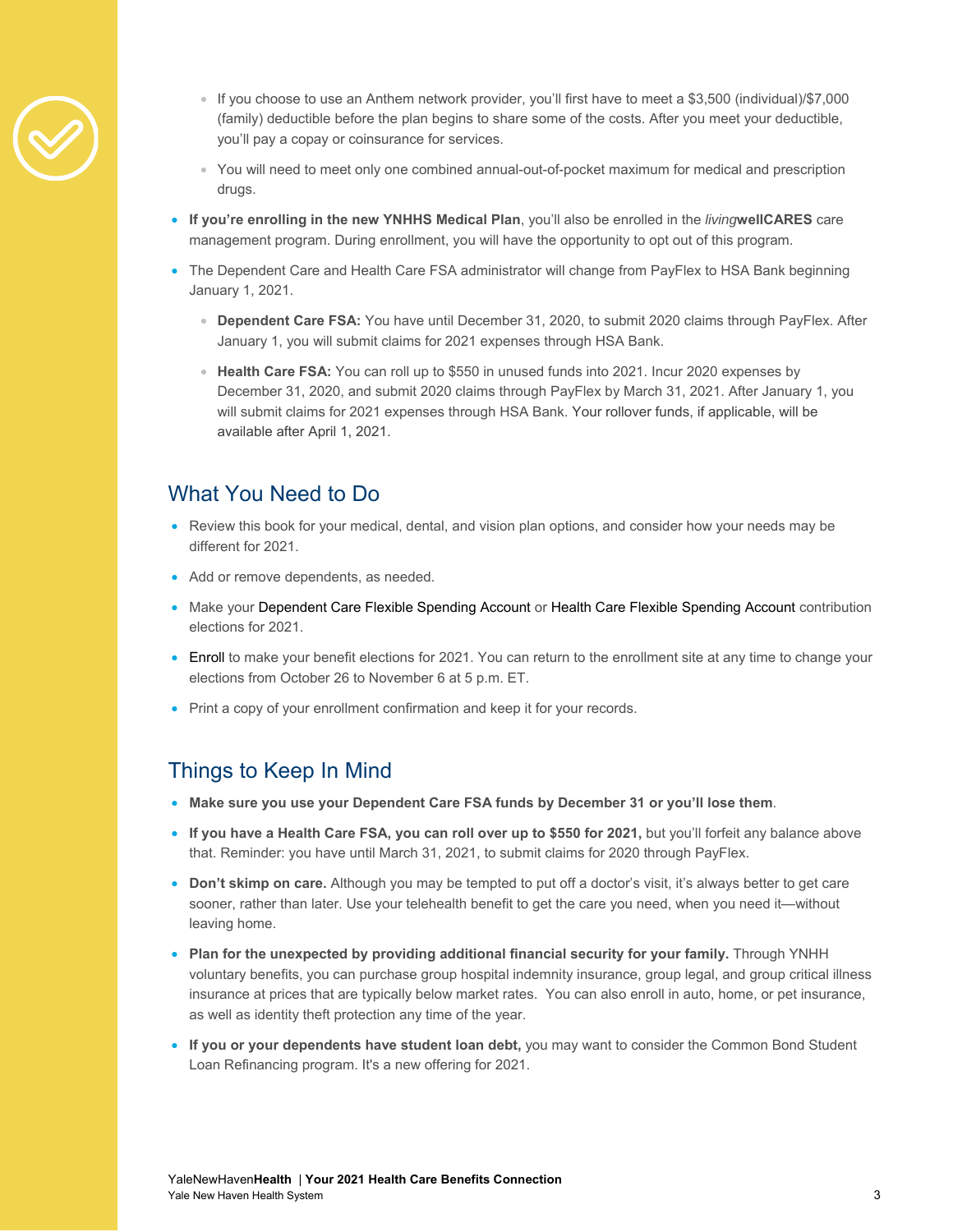- If you choose to use an Anthem network provider, you'll first have to meet a $3,500 (individual)/$7,000 (family) deductible before the plan begins to share some of the costs. After you meet your deductible, you'll pay a copay or coinsurance for services.
- You will need to meet only one combined annual-out-of-pocket maximum for medical and prescription drugs.

- **If you're enrolling in the new YNHHS Medical Plan**, you'll also be enrolled in the *living***wellCARES** care management program. During enrollment, you will have the opportunity to opt out of this program.
- The Dependent Care and Health Care FSA administrator will change from PayFlex to HSA Bank beginning January 1, 2021.
  - **Dependent Care FSA:** You have until December 31, 2020, to submit 2020 claims through PayFlex. After January 1, you will submit claims for 2021 expenses through HSA Bank.
  - **Health Care FSA:** You can roll up to $550 in unused funds into 2021. Incur 2020 expenses by December 31, 2020, and submit 2020 claims through PayFlex by March 31, 2021. After January 1, you will submit claims for 2021 expenses through HSA Bank. Your rollover funds, if applicable, will be available after April 1, 2021.

## What You Need to Do

- Review this book for your medical, dental, and vision plan options, and consider how your needs may be different for 2021.
- Add or remove dependents, as needed.
- Make your Dependent Care Flexible Spending Account or Health Care Flexible Spending Account contribution elections for 2021.
- Enroll to make your benefit elections for 2021. You can return to the enrollment site at any time to change your elections from October 26 to November 6 at 5 p.m. ET.
- Print a copy of your enrollment confirmation and keep it for your records.

## Things to Keep In Mind

- **Make sure you use your Dependent Care FSA funds by December 31 or you'll lose them**.
- **If you have a Health Care FSA, you can roll over up to $550 for 2021,** but you'll forfeit any balance above that. Reminder: you have until March 31, 2021, to submit claims for 2020 through PayFlex.
- **Don't skimp on care.** Although you may be tempted to put off a doctor's visit, it's always better to get care sooner, rather than later. Use your telehealth benefit to get the care you need, when you need it—without leaving home.
- **Plan for the unexpected by providing additional financial security for your family.** Through YNHH voluntary benefits, you can purchase group hospital indemnity insurance, group legal, and group critical illness insurance at prices that are typically below market rates. You can also enroll in auto, home, or pet insurance, as well as identity theft protection any time of the year.
- **If you or your dependents have student loan debt,** you may want to consider the Common Bond Student Loan Refinancing program. It's a new offering for 2021.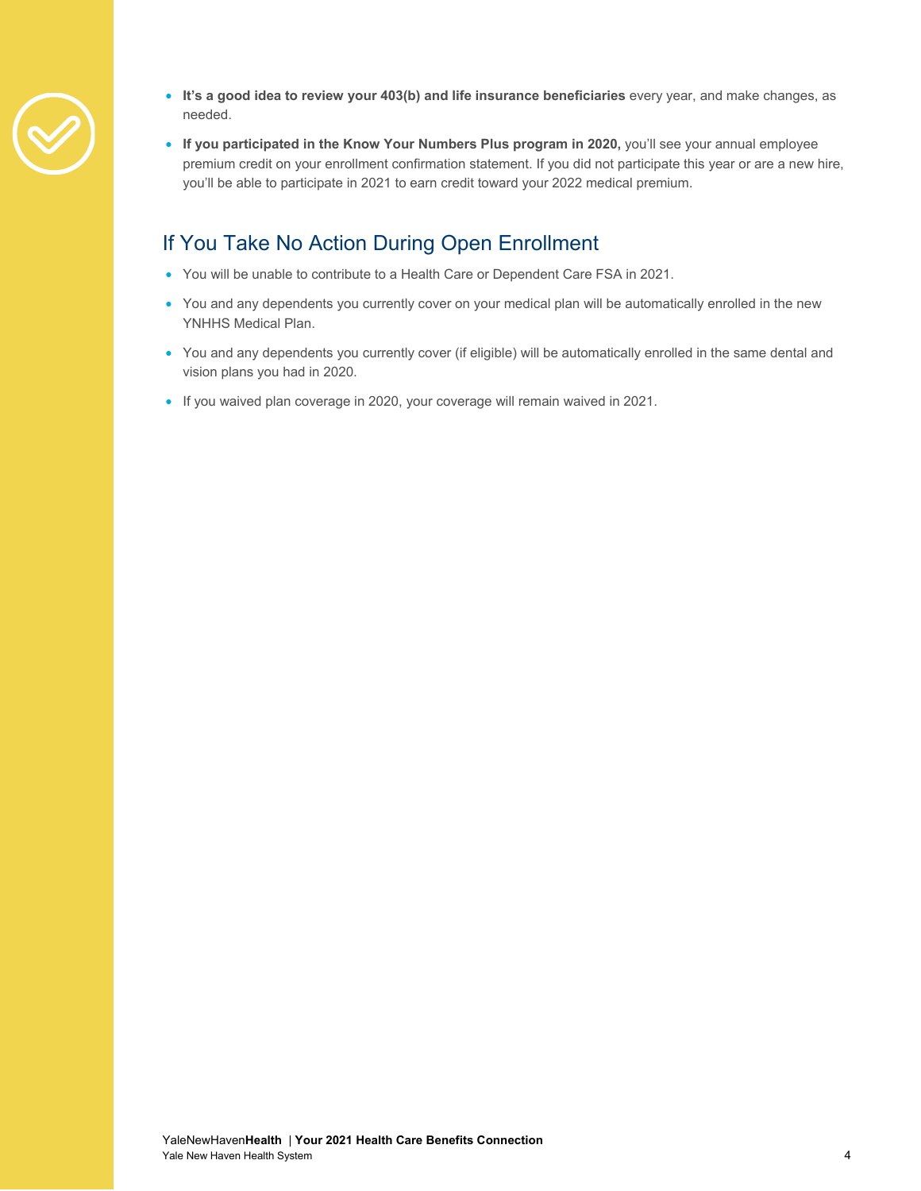- **It's a good idea to review your 403(b) and life insurance beneficiaries** every year, and make changes, as needed.
- **If you participated in the Know Your Numbers Plus program in 2020,** you'll see your annual employee premium credit on your enrollment confirmation statement. If you did not participate this year or are a new hire, you'll be able to participate in 2021 to earn credit toward your 2022 medical premium.

## If You Take No Action During Open Enrollment

- You will be unable to contribute to a Health Care or Dependent Care FSA in 2021.
- You and any dependents you currently cover on your medical plan will be automatically enrolled in the new YNHHS Medical Plan.
- You and any dependents you currently cover (if eligible) will be automatically enrolled in the same dental and vision plans you had in 2020.
- If you waived plan coverage in 2020, your coverage will remain waived in 2021.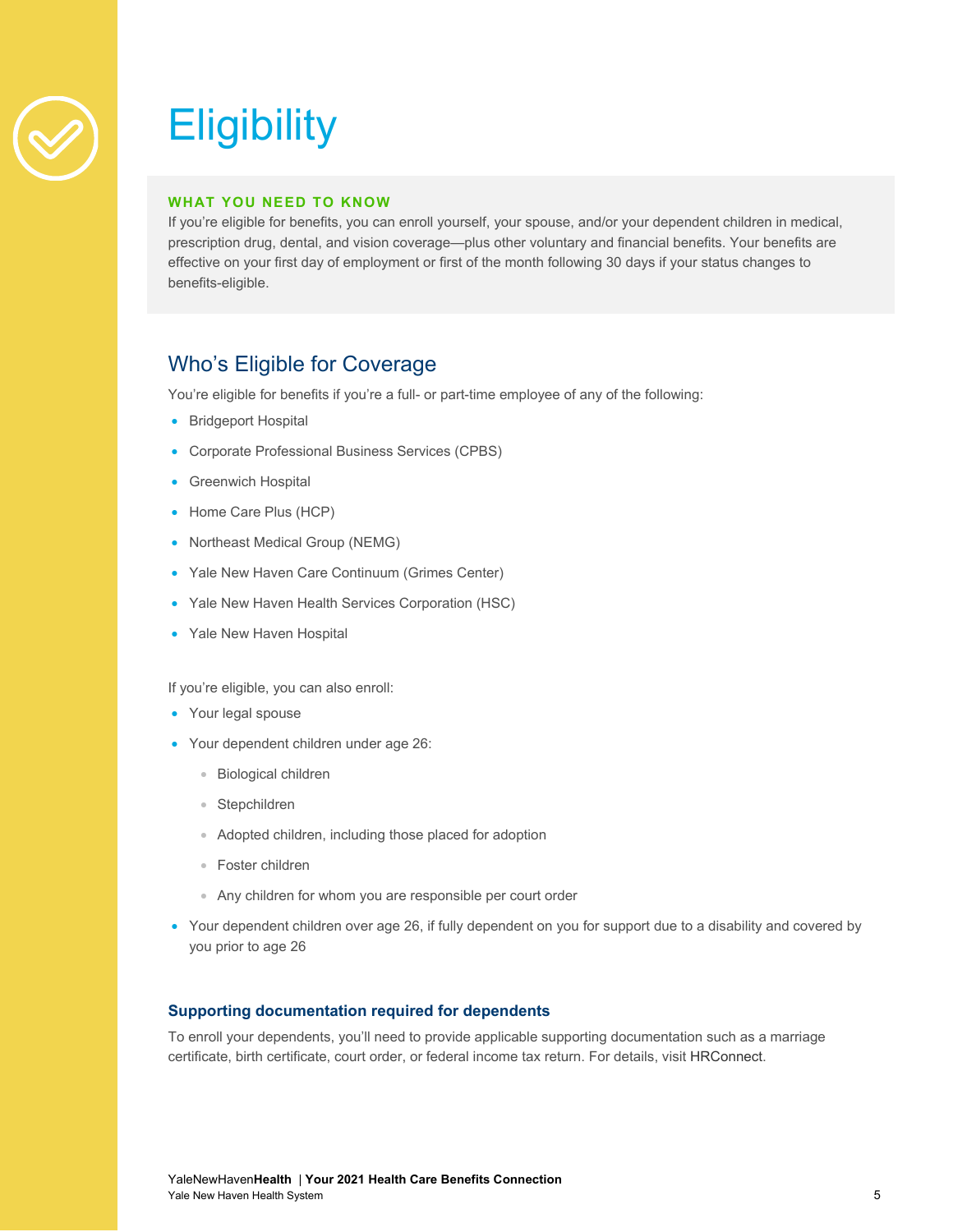# Eligibility

**WHAT YOU NEED TO KNOW**

If you're eligible for benefits, you can enroll yourself, your spouse, and/or your dependent children in medical, prescription drug, dental, and vision coverage—plus other voluntary and financial benefits. Your benefits are effective on your first day of employment or first of the month following 30 days if your status changes to benefits-eligible.

## Who's Eligible for Coverage

You're eligible for benefits if you're a full- or part-time employee of any of the following:

- Bridgeport Hospital
- Corporate Professional Business Services (CPBS)
- Greenwich Hospital
- Home Care Plus (HCP)
- Northeast Medical Group (NEMG)
- Yale New Haven Care Continuum (Grimes Center)
- Yale New Haven Health Services Corporation (HSC)
- Yale New Haven Hospital

If you're eligible, you can also enroll:

- Your legal spouse
- Your dependent children under age 26:
  - Biological children
  - Stepchildren
  - Adopted children, including those placed for adoption
  - Foster children
  - Any children for whom you are responsible per court order
- Your dependent children over age 26, if fully dependent on you for support due to a disability and covered by you prior to age 26

### Supporting documentation required for dependents

To enroll your dependents, you'll need to provide applicable supporting documentation such as a marriage certificate, birth certificate, court order, or federal income tax return. For details, visit HRConnect.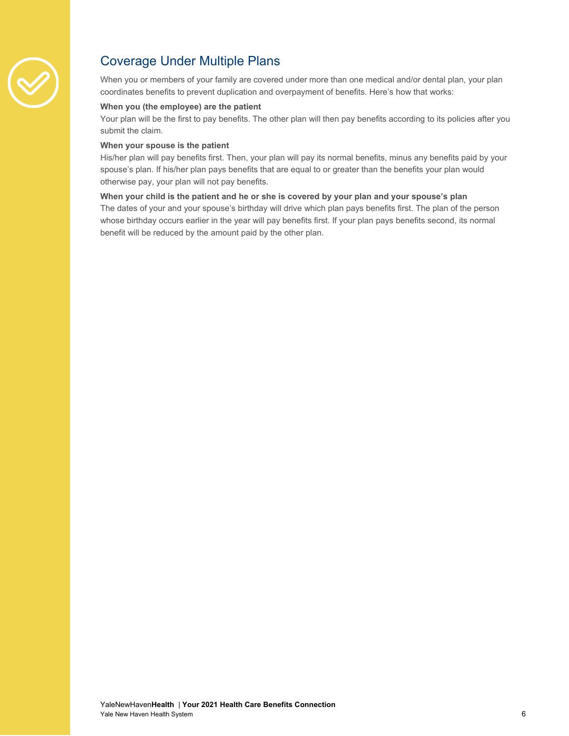## Coverage Under Multiple Plans

When you or members of your family are covered under more than one medical and/or dental plan, your plan coordinates benefits to prevent duplication and overpayment of benefits. Here's how that works:

**When you (the employee) are the patient**

Your plan will be the first to pay benefits. The other plan will then pay benefits according to its policies after you submit the claim.

**When your spouse is the patient**

His/her plan will pay benefits first. Then, your plan will pay its normal benefits, minus any benefits paid by your spouse's plan. If his/her plan pays benefits that are equal to or greater than the benefits your plan would otherwise pay, your plan will not pay benefits.

**When your child is the patient and he or she is covered by your plan and your spouse's plan**

The dates of your and your spouse's birthday will drive which plan pays benefits first. The plan of the person whose birthday occurs earlier in the year will pay benefits first. If your plan pays benefits second, its normal benefit will be reduced by the amount paid by the other plan.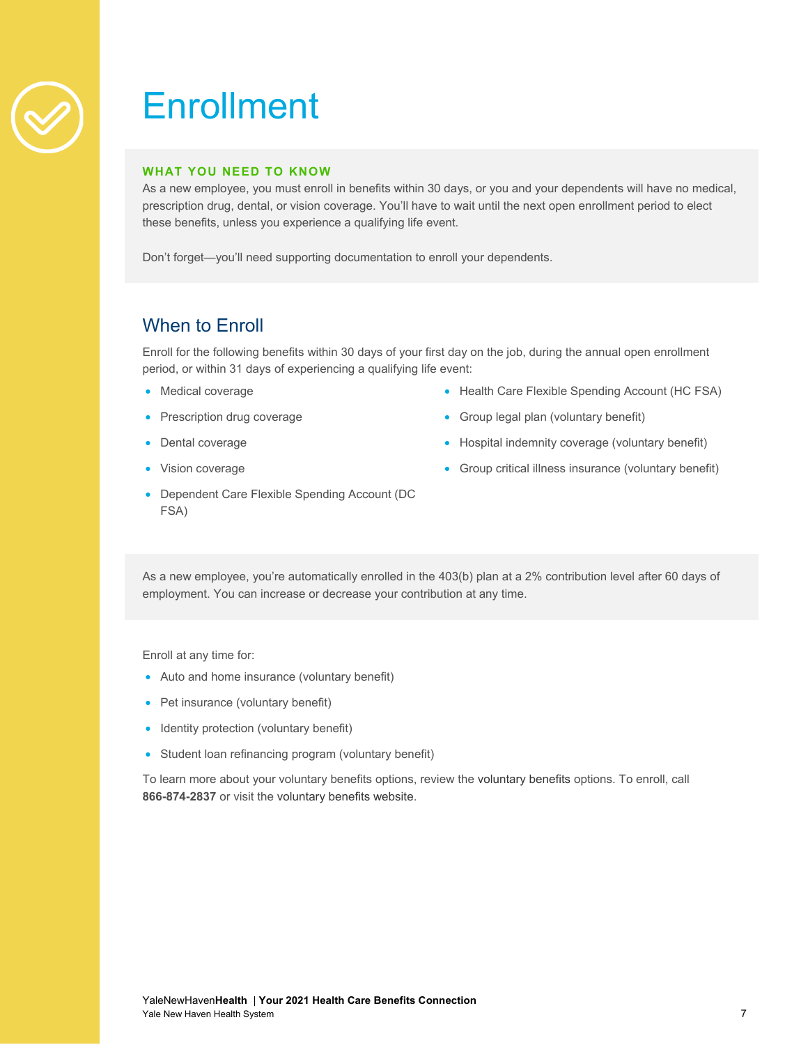# Enrollment

**WHAT YOU NEED TO KNOW**

As a new employee, you must enroll in benefits within 30 days, or you and your dependents will have no medical, prescription drug, dental, or vision coverage. You'll have to wait until the next open enrollment period to elect these benefits, unless you experience a qualifying life event.

Don't forget—you'll need supporting documentation to enroll your dependents.

## When to Enroll

Enroll for the following benefits within 30 days of your first day on the job, during the annual open enrollment period, or within 31 days of experiencing a qualifying life event:

- Medical coverage
- Prescription drug coverage
- Dental coverage
- Vision coverage
- Dependent Care Flexible Spending Account (DC FSA)
- Health Care Flexible Spending Account (HC FSA)
- Group legal plan (voluntary benefit)
- Hospital indemnity coverage (voluntary benefit)
- Group critical illness insurance (voluntary benefit)

As a new employee, you're automatically enrolled in the 403(b) plan at a 2% contribution level after 60 days of employment. You can increase or decrease your contribution at any time.

Enroll at any time for:

- Auto and home insurance (voluntary benefit)
- Pet insurance (voluntary benefit)
- Identity protection (voluntary benefit)
- Student loan refinancing program (voluntary benefit)

To learn more about your voluntary benefits options, review the voluntary benefits options. To enroll, call **866-874-2837** or visit the voluntary benefits website.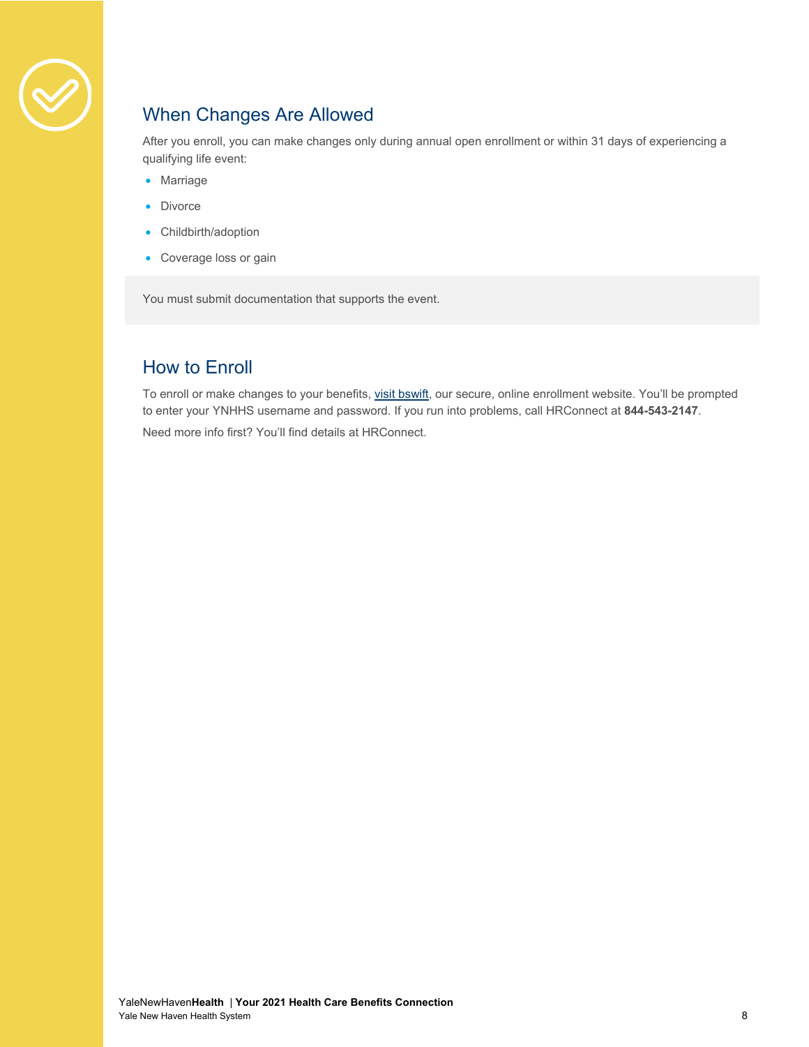## When Changes Are Allowed

After you enroll, you can make changes only during annual open enrollment or within 31 days of experiencing a qualifying life event:

- Marriage
- Divorce
- Childbirth/adoption
- Coverage loss or gain

You must submit documentation that supports the event.

## How to Enroll

To enroll or make changes to your benefits, visit bswift, our secure, online enrollment website. You'll be prompted to enter your YNHHS username and password. If you run into problems, call HRConnect at **844-543-2147**.

Need more info first? You'll find details at HRConnect.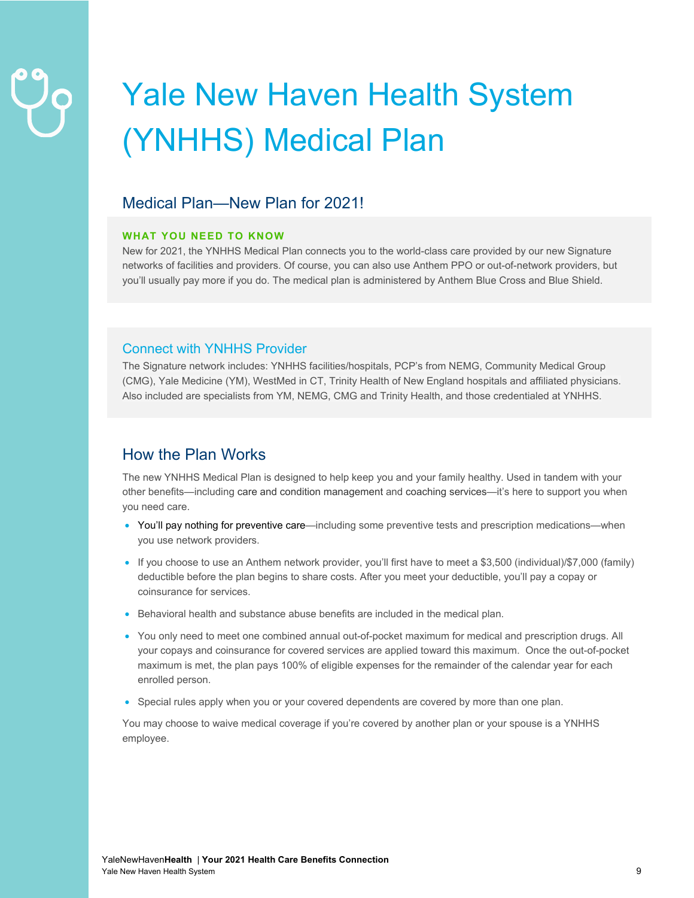# Yale New Haven Health System (YNHHS) Medical Plan

## Medical Plan—New Plan for 2021!

**WHAT YOU NEED TO KNOW**

New for 2021, the YNHHS Medical Plan connects you to the world-class care provided by our new Signature networks of facilities and providers. Of course, you can also use Anthem PPO or out-of-network providers, but you'll usually pay more if you do. The medical plan is administered by Anthem Blue Cross and Blue Shield.

### Connect with YNHHS Provider

The Signature network includes: YNHHS facilities/hospitals, PCP's from NEMG, Community Medical Group (CMG), Yale Medicine (YM), WestMed in CT, Trinity Health of New England hospitals and affiliated physicians. Also included are specialists from YM, NEMG, CMG and Trinity Health, and those credentialed at YNHHS.

## How the Plan Works

The new YNHHS Medical Plan is designed to help keep you and your family healthy. Used in tandem with your other benefits—including care and condition management and coaching services—it's here to support you when you need care.

- You'll pay nothing for preventive care—including some preventive tests and prescription medications—when you use network providers.
- If you choose to use an Anthem network provider, you'll first have to meet a $3,500 (individual)/$7,000 (family) deductible before the plan begins to share costs. After you meet your deductible, you'll pay a copay or coinsurance for services.
- Behavioral health and substance abuse benefits are included in the medical plan.
- You only need to meet one combined annual out-of-pocket maximum for medical and prescription drugs. All your copays and coinsurance for covered services are applied toward this maximum. Once the out-of-pocket maximum is met, the plan pays 100% of eligible expenses for the remainder of the calendar year for each enrolled person.
- Special rules apply when you or your covered dependents are covered by more than one plan.

You may choose to waive medical coverage if you're covered by another plan or your spouse is a YNHHS employee.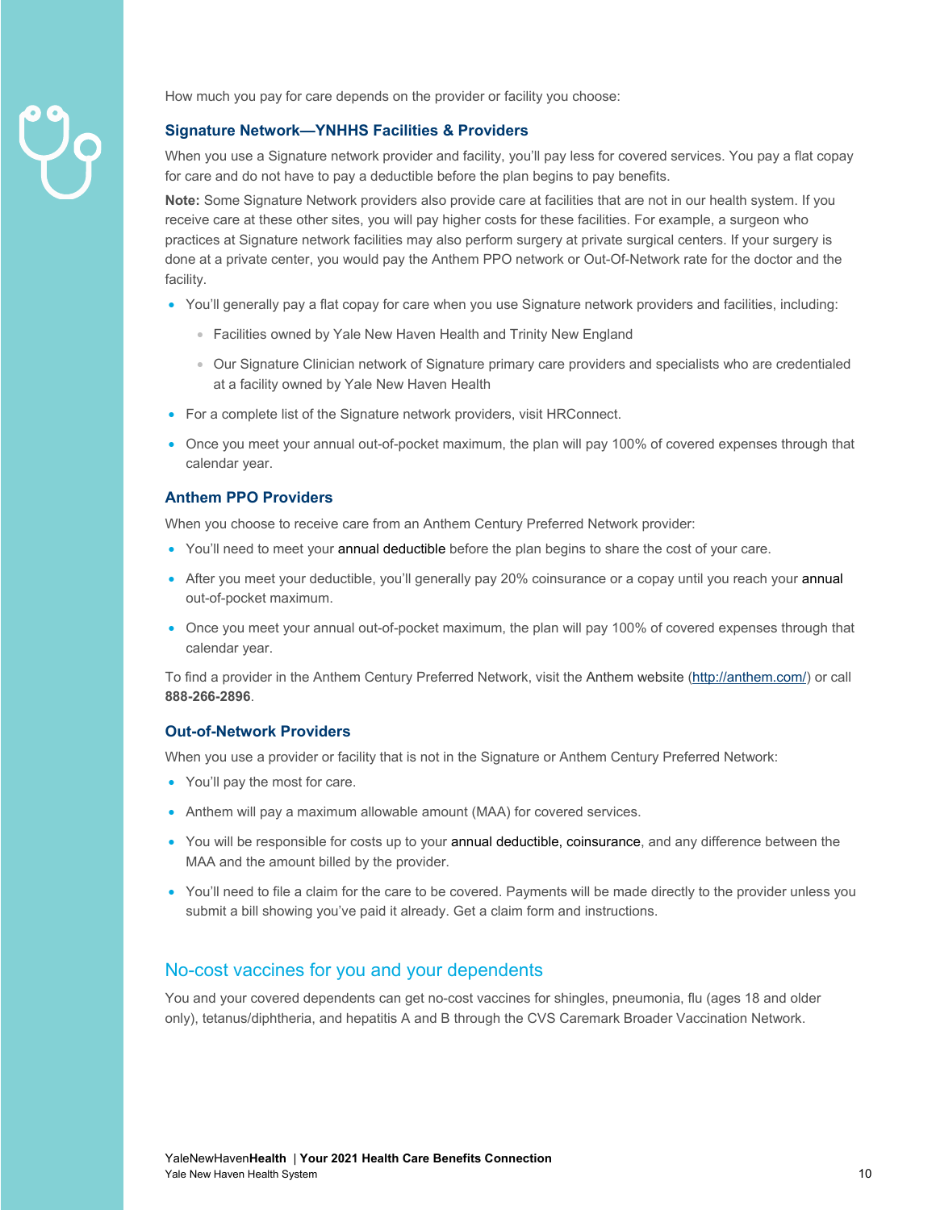How much you pay for care depends on the provider or facility you choose:

### Signature Network—YNHHS Facilities & Providers

When you use a Signature network provider and facility, you'll pay less for covered services. You pay a flat copay for care and do not have to pay a deductible before the plan begins to pay benefits.

**Note:** Some Signature Network providers also provide care at facilities that are not in our health system. If you receive care at these other sites, you will pay higher costs for these facilities. For example, a surgeon who practices at Signature network facilities may also perform surgery at private surgical centers. If your surgery is done at a private center, you would pay the Anthem PPO network or Out-Of-Network rate for the doctor and the facility.

- You'll generally pay a flat copay for care when you use Signature network providers and facilities, including:
  - Facilities owned by Yale New Haven Health and Trinity New England
  - Our Signature Clinician network of Signature primary care providers and specialists who are credentialed at a facility owned by Yale New Haven Health
- For a complete list of the Signature network providers, visit HRConnect.
- Once you meet your annual out-of-pocket maximum, the plan will pay 100% of covered expenses through that calendar year.

### Anthem PPO Providers

When you choose to receive care from an Anthem Century Preferred Network provider:

- You'll need to meet your annual deductible before the plan begins to share the cost of your care.
- After you meet your deductible, you'll generally pay 20% coinsurance or a copay until you reach your annual out-of-pocket maximum.
- Once you meet your annual out-of-pocket maximum, the plan will pay 100% of covered expenses through that calendar year.

To find a provider in the Anthem Century Preferred Network, visit the Anthem website (http://anthem.com/) or call **888-266-2896**.

### Out-of-Network Providers

When you use a provider or facility that is not in the Signature or Anthem Century Preferred Network:

- You'll pay the most for care.
- Anthem will pay a maximum allowable amount (MAA) for covered services.
- You will be responsible for costs up to your annual deductible, coinsurance, and any difference between the MAA and the amount billed by the provider.
- You'll need to file a claim for the care to be covered. Payments will be made directly to the provider unless you submit a bill showing you've paid it already. Get a claim form and instructions.

## No-cost vaccines for you and your dependents

You and your covered dependents can get no-cost vaccines for shingles, pneumonia, flu (ages 18 and older only), tetanus/diphtheria, and hepatitis A and B through the CVS Caremark Broader Vaccination Network.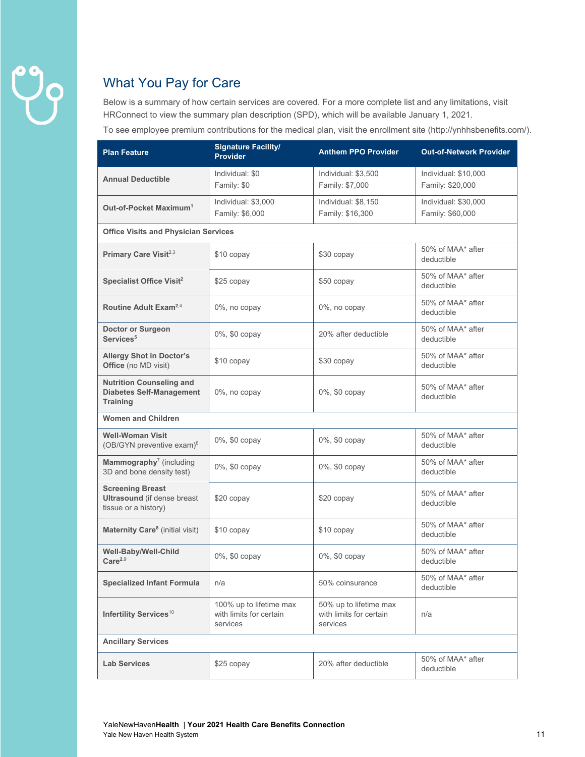## What You Pay for Care

Below is a summary of how certain services are covered. For a more complete list and any limitations, visit HRConnect to view the summary plan description (SPD), which will be available January 1, 2021.

To see employee premium contributions for the medical plan, visit the enrollment site (http://ynhhsbenefits.com/).

| Plan Feature | Signature Facility/ Provider | Anthem PPO Provider | Out-of-Network Provider |
|---|---|---|---|
| **Annual Deductible** | Individual: $0<br>Family: $0 | Individual: $3,500<br>Family: $7,000 | Individual: $10,000<br>Family: $20,000 |
| **Out-of-Pocket Maximum**[1] | Individual: $3,000<br>Family: $6,000 | Individual: $8,150<br>Family: $16,300 | Individual: $30,000<br>Family: $60,000 |
| **Office Visits and Physician Services** | | | |
| **Primary Care Visit**[2,3] | $10 copay | $30 copay | 50% of MAA* after deductible |
| **Specialist Office Visit**[2] | $25 copay | $50 copay | 50% of MAA* after deductible |
| **Routine Adult Exam**[2,4] | 0%, no copay | 0%, no copay | 50% of MAA* after deductible |
| **Doctor or Surgeon Services**[5] | 0%, $0 copay | 20% after deductible | 50% of MAA* after deductible |
| **Allergy Shot in Doctor's Office** (no MD visit) | $10 copay | $30 copay | 50% of MAA* after deductible |
| **Nutrition Counseling and Diabetes Self-Management Training** | 0%, no copay | 0%, $0 copay | 50% of MAA* after deductible |
| **Women and Children** | | | |
| **Well-Woman Visit** (OB/GYN preventive exam)[6] | 0%, $0 copay | 0%, $0 copay | 50% of MAA* after deductible |
| **Mammography**[7] (including 3D and bone density test) | 0%, $0 copay | 0%, $0 copay | 50% of MAA* after deductible |
| **Screening Breast Ultrasound** (if dense breast tissue or a history) | $20 copay | $20 copay | 50% of MAA* after deductible |
| **Maternity Care**[8] (initial visit) | $10 copay | $10 copay | 50% of MAA* after deductible |
| **Well-Baby/Well-Child Care**[2,9] | 0%, $0 copay | 0%, $0 copay | 50% of MAA* after deductible |
| **Specialized Infant Formula** | n/a | 50% coinsurance | 50% of MAA* after deductible |
| **Infertility Services**[10] | 100% up to lifetime max with limits for certain services | 50% up to lifetime max with limits for certain services | n/a |
| **Ancillary Services** | | | |
| **Lab Services** | $25 copay | 20% after deductible | 50% of MAA* after deductible |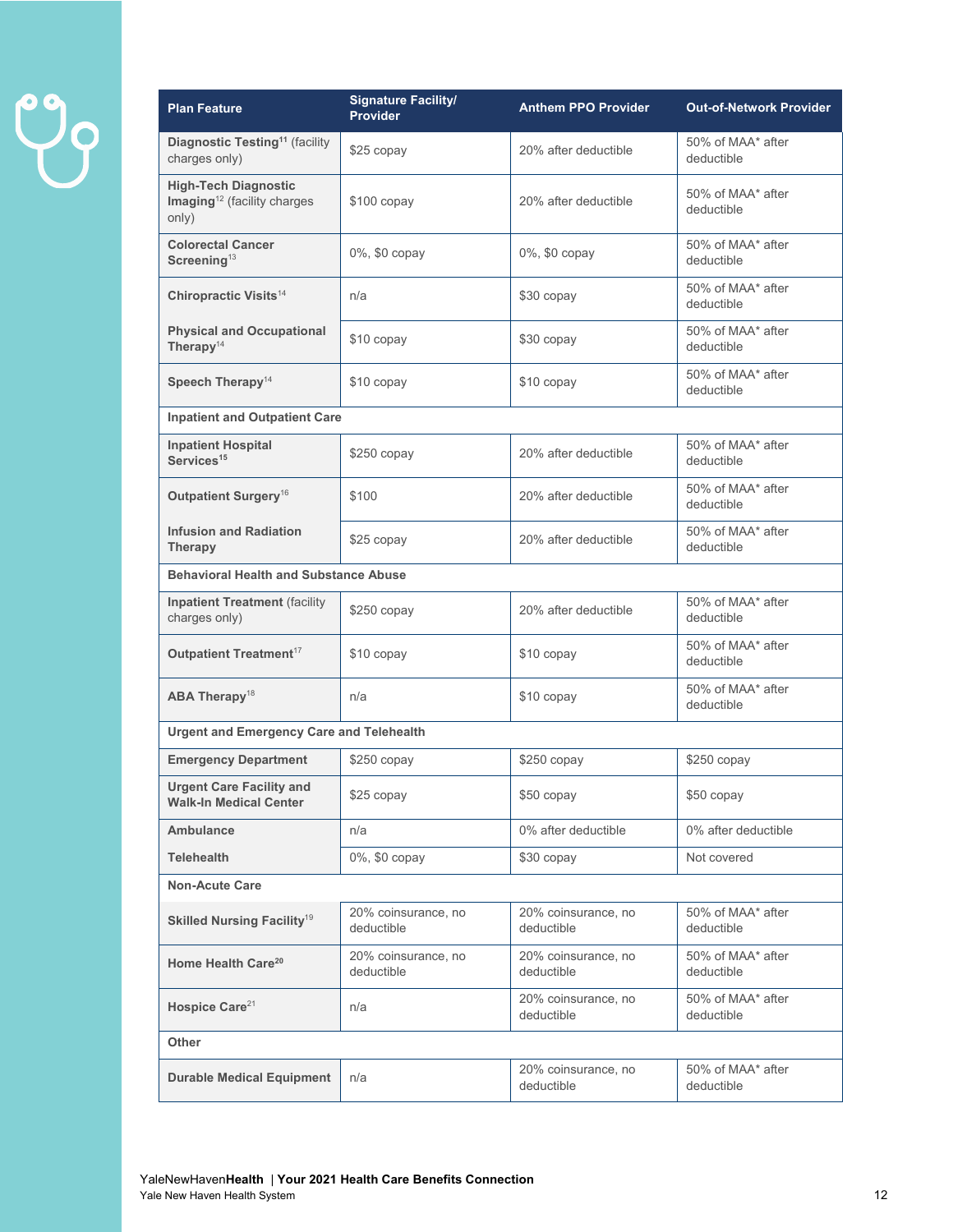| Plan Feature | Signature Facility/ Provider | Anthem PPO Provider | Out-of-Network Provider |
|---|---|---|---|
| **Diagnostic Testing**[11] (facility charges only) | $25 copay | 20% after deductible | 50% of MAA* after deductible |
| **High-Tech Diagnostic Imaging**[12] (facility charges only) | $100 copay | 20% after deductible | 50% of MAA* after deductible |
| **Colorectal Cancer Screening**[13] | 0%, $0 copay | 0%, $0 copay | 50% of MAA* after deductible |
| **Chiropractic Visits**[14] | n/a | $30 copay | 50% of MAA* after deductible |
| **Physical and Occupational Therapy**[14] | $10 copay | $30 copay | 50% of MAA* after deductible |
| **Speech Therapy**[14] | $10 copay | $10 copay | 50% of MAA* after deductible |
| **Inpatient and Outpatient Care** | | | |
| **Inpatient Hospital Services**[15] | $250 copay | 20% after deductible | 50% of MAA* after deductible |
| **Outpatient Surgery**[16] | $100 | 20% after deductible | 50% of MAA* after deductible |
| **Infusion and Radiation Therapy** | $25 copay | 20% after deductible | 50% of MAA* after deductible |
| **Behavioral Health and Substance Abuse** | | | |
| **Inpatient Treatment** (facility charges only) | $250 copay | 20% after deductible | 50% of MAA* after deductible |
| **Outpatient Treatment**[17] | $10 copay | $10 copay | 50% of MAA* after deductible |
| **ABA Therapy**[18] | n/a | $10 copay | 50% of MAA* after deductible |
| **Urgent and Emergency Care and Telehealth** | | | |
| **Emergency Department** | $250 copay | $250 copay | $250 copay |
| **Urgent Care Facility and Walk-In Medical Center** | $25 copay | $50 copay | $50 copay |
| **Ambulance** | n/a | 0% after deductible | 0% after deductible |
| **Telehealth** | 0%, $0 copay | $30 copay | Not covered |
| **Non-Acute Care** | | | |
| **Skilled Nursing Facility**[19] | 20% coinsurance, no deductible | 20% coinsurance, no deductible | 50% of MAA* after deductible |
| **Home Health Care**[20] | 20% coinsurance, no deductible | 20% coinsurance, no deductible | 50% of MAA* after deductible |
| **Hospice Care**[21] | n/a | 20% coinsurance, no deductible | 50% of MAA* after deductible |
| **Other** | | | |
| **Durable Medical Equipment** | n/a | 20% coinsurance, no deductible | 50% of MAA* after deductible |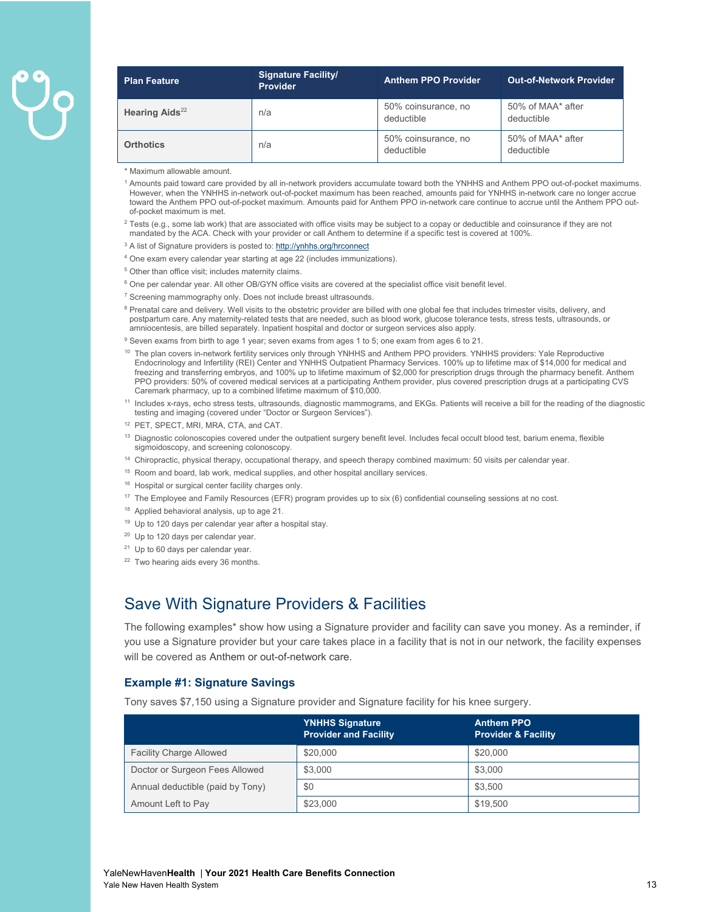| Plan Feature | Signature Facility/ Provider | Anthem PPO Provider | Out-of-Network Provider |
|---|---|---|---|
| **Hearing Aids**[22] | n/a | 50% coinsurance, no deductible | 50% of MAA* after deductible |
| **Orthotics** | n/a | 50% coinsurance, no deductible | 50% of MAA* after deductible |

* Maximum allowable amount.

[1] Amounts paid toward care provided by all in-network providers accumulate toward both the YNHHS and Anthem PPO out-of-pocket maximums. However, when the YNHHS in-network out-of-pocket maximum has been reached, amounts paid for YNHHS in-network care no longer accrue toward the Anthem PPO out-of-pocket maximum. Amounts paid for Anthem PPO in-network care continue to accrue until the Anthem PPO out-of-pocket maximum is met.

[2] Tests (e.g., some lab work) that are associated with office visits may be subject to a copay or deductible and coinsurance if they are not mandated by the ACA. Check with your provider or call Anthem to determine if a specific test is covered at 100%.

[3] A list of Signature providers is posted to: http://ynhhs.org/hrconnect

[4] One exam every calendar year starting at age 22 (includes immunizations).

[5] Other than office visit; includes maternity claims.

[6] One per calendar year. All other OB/GYN office visits are covered at the specialist office visit benefit level.

[7] Screening mammography only. Does not include breast ultrasounds.

[8] Prenatal care and delivery. Well visits to the obstetric provider are billed with one global fee that includes trimester visits, delivery, and postpartum care. Any maternity-related tests that are needed, such as blood work, glucose tolerance tests, stress tests, ultrasounds, or amniocentesis, are billed separately. Inpatient hospital and doctor or surgeon services also apply.

[9] Seven exams from birth to age 1 year; seven exams from ages 1 to 5; one exam from ages 6 to 21.

[10] The plan covers in-network fertility services only through YNHHS and Anthem PPO providers. YNHHS providers: Yale Reproductive Endocrinology and Infertility (REI) Center and YNHHS Outpatient Pharmacy Services. 100% up to lifetime max of $14,000 for medical and freezing and transferring embryos, and 100% up to lifetime maximum of $2,000 for prescription drugs through the pharmacy benefit. Anthem PPO providers: 50% of covered medical services at a participating Anthem provider, plus covered prescription drugs at a participating CVS Caremark pharmacy, up to a combined lifetime maximum of $10,000.

[11] Includes x-rays, echo stress tests, ultrasounds, diagnostic mammograms, and EKGs. Patients will receive a bill for the reading of the diagnostic testing and imaging (covered under "Doctor or Surgeon Services").

[12] PET, SPECT, MRI, MRA, CTA, and CAT.

[13] Diagnostic colonoscopies covered under the outpatient surgery benefit level. Includes fecal occult blood test, barium enema, flexible sigmoidoscopy, and screening colonoscopy.

[14] Chiropractic, physical therapy, occupational therapy, and speech therapy combined maximum: 50 visits per calendar year.

[15] Room and board, lab work, medical supplies, and other hospital ancillary services.

[16] Hospital or surgical center facility charges only.

[17] The Employee and Family Resources (EFR) program provides up to six (6) confidential counseling sessions at no cost.

[18] Applied behavioral analysis, up to age 21.

[19] Up to 120 days per calendar year after a hospital stay.

[20] Up to 120 days per calendar year.

[21] Up to 60 days per calendar year.

[22] Two hearing aids every 36 months.

## Save With Signature Providers & Facilities

The following examples* show how using a Signature provider and facility can save you money. As a reminder, if you use a Signature provider but your care takes place in a facility that is not in our network, the facility expenses will be covered as Anthem or out-of-network care.

### Example #1: Signature Savings

Tony saves $7,150 using a Signature provider and Signature facility for his knee surgery.

| | YNHHS Signature Provider and Facility | Anthem PPO Provider & Facility |
|---|---|---|
| Facility Charge Allowed | $20,000 | $20,000 |
| Doctor or Surgeon Fees Allowed | $3,000 | $3,000 |
| Annual deductible (paid by Tony) | $0 | $3,500 |
| Amount Left to Pay | $23,000 | $19,500 |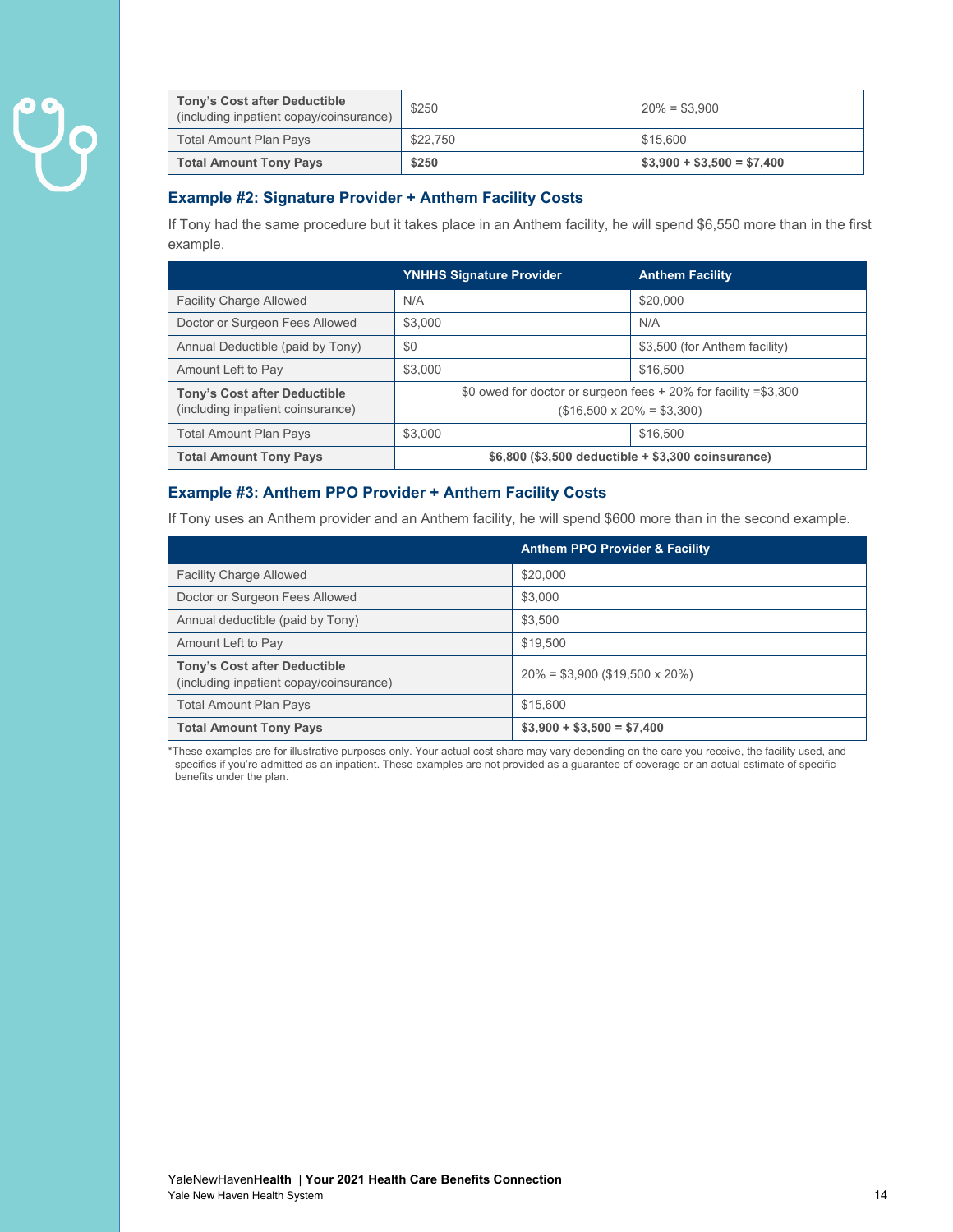| | | |
|---|---|---|
| **Tony's Cost after Deductible** (including inpatient copay/coinsurance) | $250 | 20% = $3,900 |
| Total Amount Plan Pays | $22,750 | $15,600 |
| **Total Amount Tony Pays** | **$250** | **$3,900 + $3,500 = $7,400** |

### Example #2: Signature Provider + Anthem Facility Costs

If Tony had the same procedure but it takes place in an Anthem facility, he will spend $6,550 more than in the first example.

| | YNHHS Signature Provider | Anthem Facility |
|---|---|---|
| Facility Charge Allowed | N/A | $20,000 |
| Doctor or Surgeon Fees Allowed | $3,000 | N/A |
| Annual Deductible (paid by Tony) | $0 | $3,500 (for Anthem facility) |
| Amount Left to Pay | $3,000 | $16,500 |
| **Tony's Cost after Deductible** (including inpatient coinsurance) | $0 owed for doctor or surgeon fees + 20% for facility =$3,300 ($16,500 x 20% = $3,300) | |
| Total Amount Plan Pays | $3,000 | $16,500 |
| **Total Amount Tony Pays** | **$6,800 ($3,500 deductible + $3,300 coinsurance)** | |

### Example #3: Anthem PPO Provider + Anthem Facility Costs

If Tony uses an Anthem provider and an Anthem facility, he will spend $600 more than in the second example.

| | Anthem PPO Provider & Facility |
|---|---|
| Facility Charge Allowed | $20,000 |
| Doctor or Surgeon Fees Allowed | $3,000 |
| Annual deductible (paid by Tony) | $3,500 |
| Amount Left to Pay | $19,500 |
| **Tony's Cost after Deductible** (including inpatient copay/coinsurance) | 20% = $3,900 ($19,500 x 20%) |
| Total Amount Plan Pays | $15,600 |
| **Total Amount Tony Pays** | **$3,900 + $3,500 = $7,400** |

*These examples are for illustrative purposes only. Your actual cost share may vary depending on the care you receive, the facility used, and specifics if you're admitted as an inpatient. These examples are not provided as a guarantee of coverage or an actual estimate of specific benefits under the plan.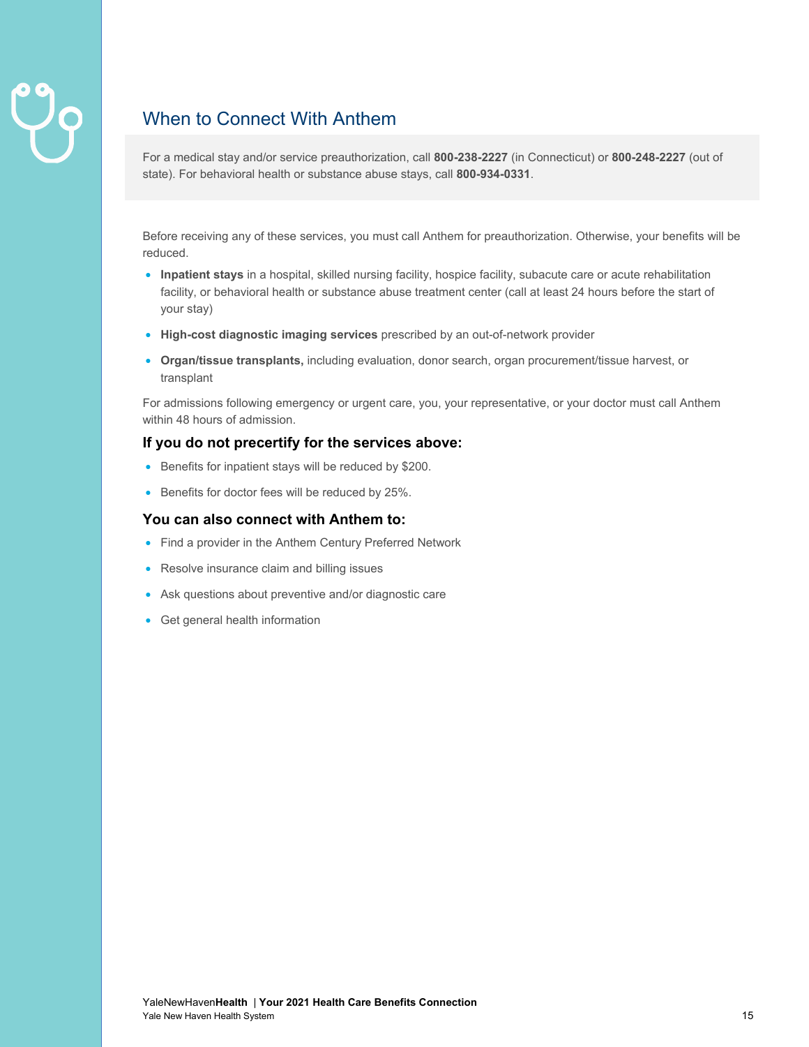## When to Connect With Anthem

For a medical stay and/or service preauthorization, call **800-238-2227** (in Connecticut) or **800-248-2227** (out of state). For behavioral health or substance abuse stays, call **800-934-0331**.

Before receiving any of these services, you must call Anthem for preauthorization. Otherwise, your benefits will be reduced.

- **Inpatient stays** in a hospital, skilled nursing facility, hospice facility, subacute care or acute rehabilitation facility, or behavioral health or substance abuse treatment center (call at least 24 hours before the start of your stay)
- **High-cost diagnostic imaging services** prescribed by an out-of-network provider
- **Organ/tissue transplants,** including evaluation, donor search, organ procurement/tissue harvest, or transplant

For admissions following emergency or urgent care, you, your representative, or your doctor must call Anthem within 48 hours of admission.

### If you do not precertify for the services above:

- Benefits for inpatient stays will be reduced by $200.
- Benefits for doctor fees will be reduced by 25%.

### You can also connect with Anthem to:

- Find a provider in the Anthem Century Preferred Network
- Resolve insurance claim and billing issues
- Ask questions about preventive and/or diagnostic care
- Get general health information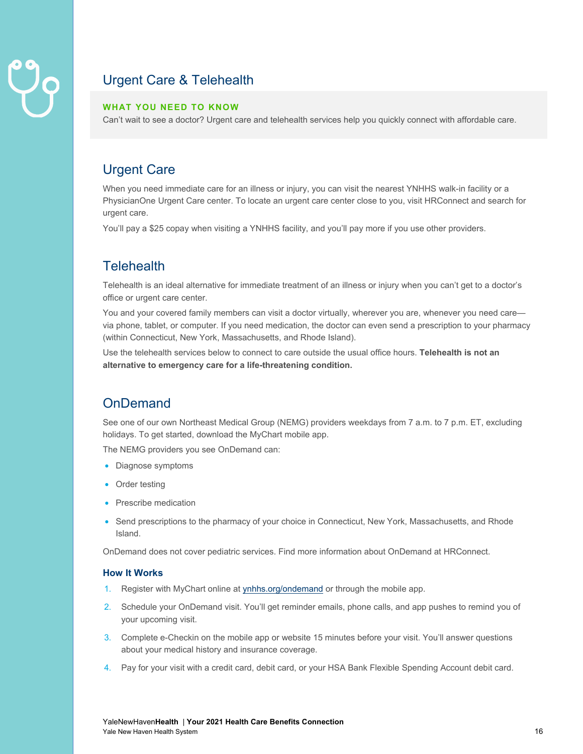# Urgent Care & Telehealth

**WHAT YOU NEED TO KNOW**

Can't wait to see a doctor? Urgent care and telehealth services help you quickly connect with affordable care.

## Urgent Care

When you need immediate care for an illness or injury, you can visit the nearest YNHHS walk-in facility or a PhysicianOne Urgent Care center. To locate an urgent care center close to you, visit HRConnect and search for urgent care.

You'll pay a $25 copay when visiting a YNHHS facility, and you'll pay more if you use other providers.

## Telehealth

Telehealth is an ideal alternative for immediate treatment of an illness or injury when you can't get to a doctor's office or urgent care center.

You and your covered family members can visit a doctor virtually, wherever you are, whenever you need care—via phone, tablet, or computer. If you need medication, the doctor can even send a prescription to your pharmacy (within Connecticut, New York, Massachusetts, and Rhode Island).

Use the telehealth services below to connect to care outside the usual office hours. **Telehealth is not an alternative to emergency care for a life-threatening condition.**

## OnDemand

See one of our own Northeast Medical Group (NEMG) providers weekdays from 7 a.m. to 7 p.m. ET, excluding holidays. To get started, download the MyChart mobile app.

The NEMG providers you see OnDemand can:

- Diagnose symptoms
- Order testing
- Prescribe medication
- Send prescriptions to the pharmacy of your choice in Connecticut, New York, Massachusetts, and Rhode Island.

OnDemand does not cover pediatric services. Find more information about OnDemand at HRConnect.

### How It Works

1. Register with MyChart online at ynhhs.org/ondemand or through the mobile app.
2. Schedule your OnDemand visit. You'll get reminder emails, phone calls, and app pushes to remind you of your upcoming visit.
3. Complete e-Checkin on the mobile app or website 15 minutes before your visit. You'll answer questions about your medical history and insurance coverage.
4. Pay for your visit with a credit card, debit card, or your HSA Bank Flexible Spending Account debit card.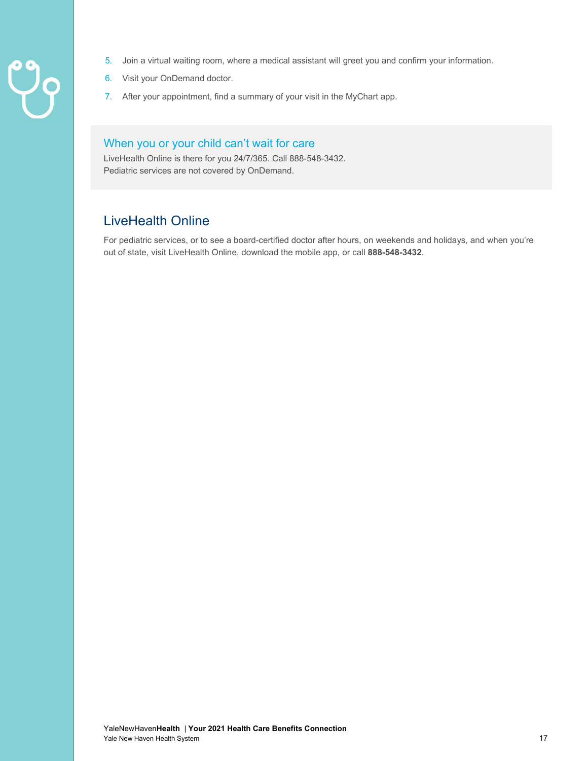5. Join a virtual waiting room, where a medical assistant will greet you and confirm your information.
6. Visit your OnDemand doctor.
7. After your appointment, find a summary of your visit in the MyChart app.

### When you or your child can't wait for care

LiveHealth Online is there for you 24/7/365. Call 888-548-3432.
Pediatric services are not covered by OnDemand.

## LiveHealth Online

For pediatric services, or to see a board-certified doctor after hours, on weekends and holidays, and when you're out of state, visit LiveHealth Online, download the mobile app, or call **888-548-3432**.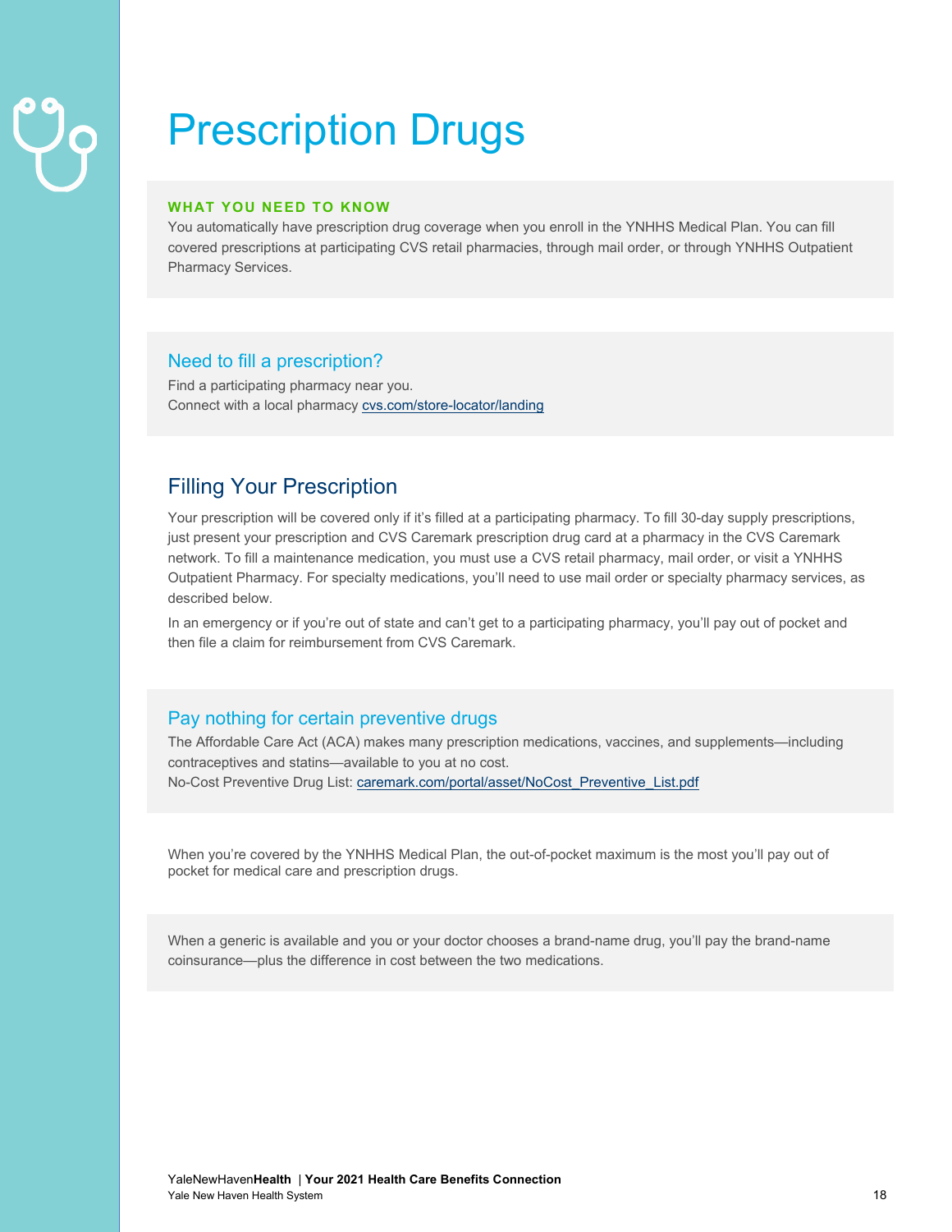# Prescription Drugs

**WHAT YOU NEED TO KNOW**

You automatically have prescription drug coverage when you enroll in the YNHHS Medical Plan. You can fill covered prescriptions at participating CVS retail pharmacies, through mail order, or through YNHHS Outpatient Pharmacy Services.

### Need to fill a prescription?

Find a participating pharmacy near you.
Connect with a local pharmacy [cvs.com/store-locator/landing](cvs.com/store-locator/landing)

## Filling Your Prescription

Your prescription will be covered only if it's filled at a participating pharmacy. To fill 30-day supply prescriptions, just present your prescription and CVS Caremark prescription drug card at a pharmacy in the CVS Caremark network. To fill a maintenance medication, you must use a CVS retail pharmacy, mail order, or visit a YNHHS Outpatient Pharmacy. For specialty medications, you'll need to use mail order or specialty pharmacy services, as described below.

In an emergency or if you're out of state and can't get to a participating pharmacy, you'll pay out of pocket and then file a claim for reimbursement from CVS Caremark.

### Pay nothing for certain preventive drugs

The Affordable Care Act (ACA) makes many prescription medications, vaccines, and supplements—including contraceptives and statins—available to you at no cost.
No-Cost Preventive Drug List: [caremark.com/portal/asset/NoCost_Preventive_List.pdf](caremark.com/portal/asset/NoCost_Preventive_List.pdf)

When you're covered by the YNHHS Medical Plan, the out-of-pocket maximum is the most you'll pay out of pocket for medical care and prescription drugs.

When a generic is available and you or your doctor chooses a brand-name drug, you'll pay the brand-name coinsurance—plus the difference in cost between the two medications.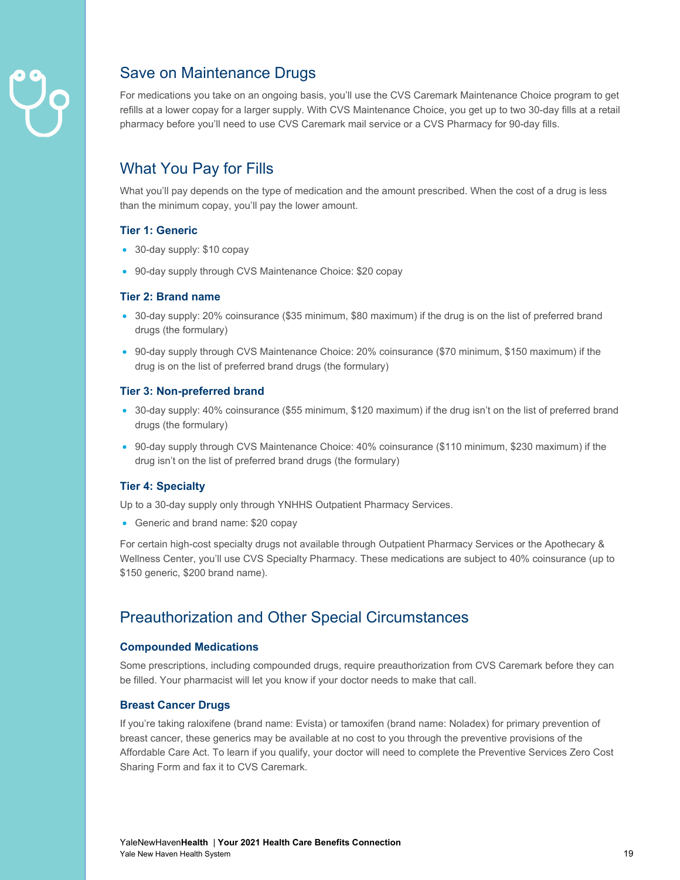## Save on Maintenance Drugs

For medications you take on an ongoing basis, you'll use the CVS Caremark Maintenance Choice program to get refills at a lower copay for a larger supply. With CVS Maintenance Choice, you get up to two 30-day fills at a retail pharmacy before you'll need to use CVS Caremark mail service or a CVS Pharmacy for 90-day fills.

## What You Pay for Fills

What you'll pay depends on the type of medication and the amount prescribed. When the cost of a drug is less than the minimum copay, you'll pay the lower amount.

### Tier 1: Generic

- 30-day supply: $10 copay
- 90-day supply through CVS Maintenance Choice: $20 copay

### Tier 2: Brand name

- 30-day supply: 20% coinsurance ($35 minimum, $80 maximum) if the drug is on the list of preferred brand drugs (the formulary)
- 90-day supply through CVS Maintenance Choice: 20% coinsurance ($70 minimum, $150 maximum) if the drug is on the list of preferred brand drugs (the formulary)

### Tier 3: Non-preferred brand

- 30-day supply: 40% coinsurance ($55 minimum, $120 maximum) if the drug isn't on the list of preferred brand drugs (the formulary)
- 90-day supply through CVS Maintenance Choice: 40% coinsurance ($110 minimum, $230 maximum) if the drug isn't on the list of preferred brand drugs (the formulary)

### Tier 4: Specialty

Up to a 30-day supply only through YNHHS Outpatient Pharmacy Services.

- Generic and brand name: $20 copay

For certain high-cost specialty drugs not available through Outpatient Pharmacy Services or the Apothecary & Wellness Center, you'll use CVS Specialty Pharmacy. These medications are subject to 40% coinsurance (up to $150 generic, $200 brand name).

## Preauthorization and Other Special Circumstances

### Compounded Medications

Some prescriptions, including compounded drugs, require preauthorization from CVS Caremark before they can be filled. Your pharmacist will let you know if your doctor needs to make that call.

### Breast Cancer Drugs

If you're taking raloxifene (brand name: Evista) or tamoxifen (brand name: Noladex) for primary prevention of breast cancer, these generics may be available at no cost to you through the preventive provisions of the Affordable Care Act. To learn if you qualify, your doctor will need to complete the Preventive Services Zero Cost Sharing Form and fax it to CVS Caremark.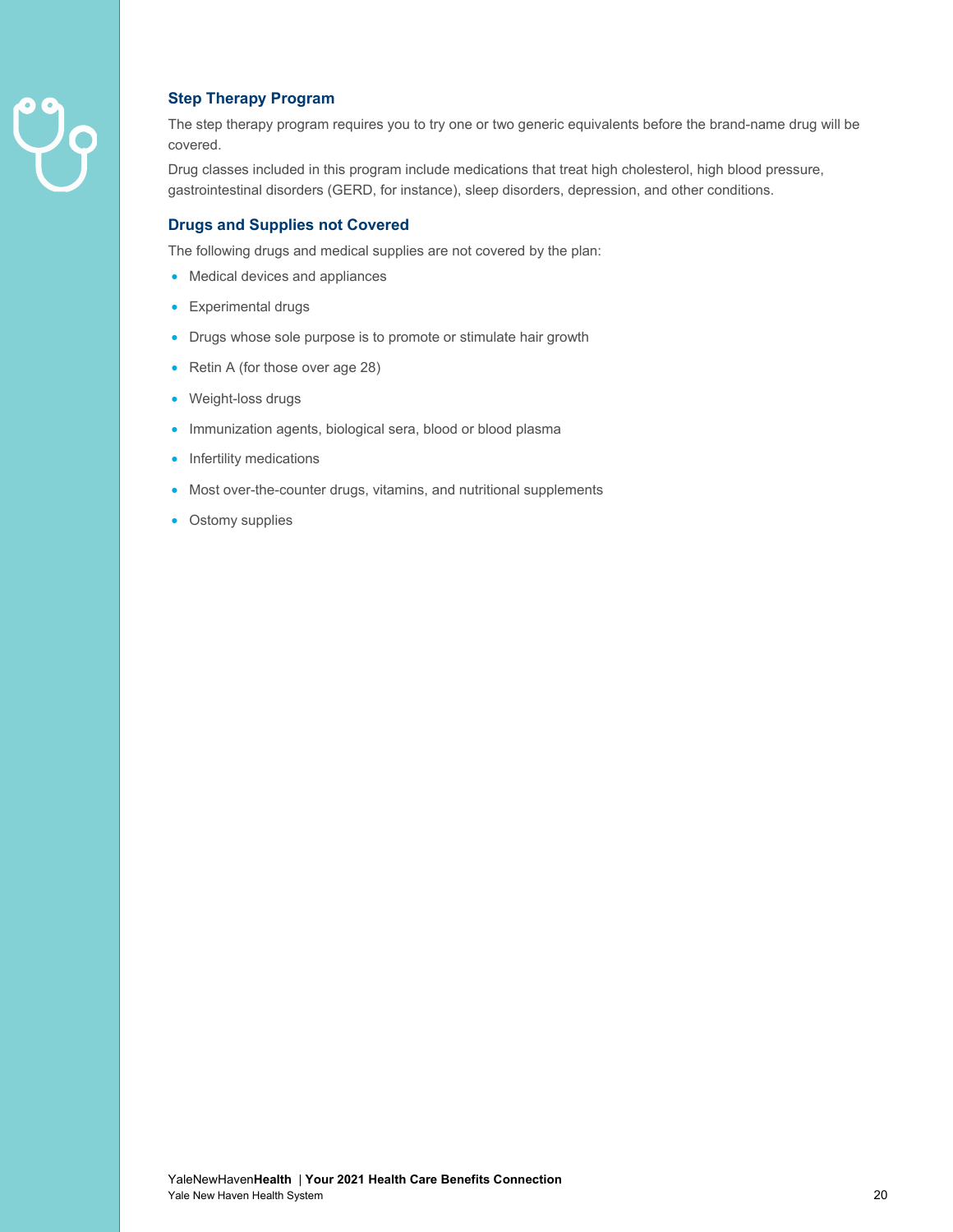### Step Therapy Program

The step therapy program requires you to try one or two generic equivalents before the brand-name drug will be covered.

Drug classes included in this program include medications that treat high cholesterol, high blood pressure, gastrointestinal disorders (GERD, for instance), sleep disorders, depression, and other conditions.

### Drugs and Supplies not Covered

The following drugs and medical supplies are not covered by the plan:

- Medical devices and appliances
- Experimental drugs
- Drugs whose sole purpose is to promote or stimulate hair growth
- Retin A (for those over age 28)
- Weight-loss drugs
- Immunization agents, biological sera, blood or blood plasma
- Infertility medications
- Most over-the-counter drugs, vitamins, and nutritional supplements
- Ostomy supplies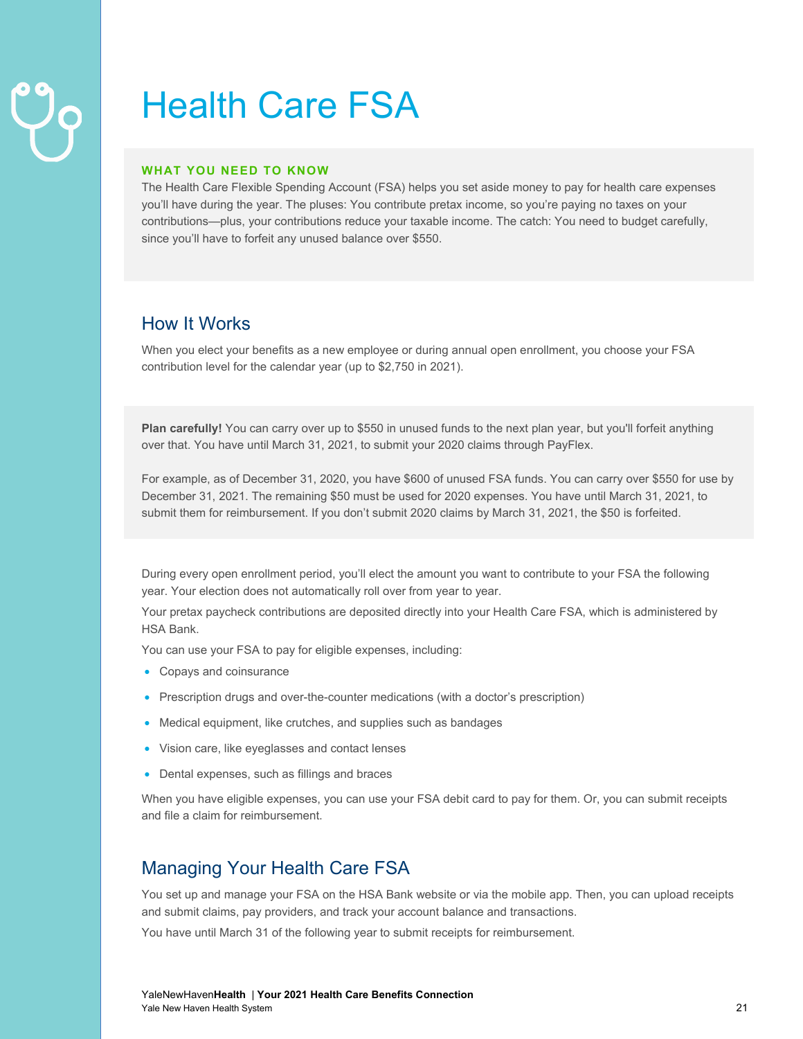# Health Care FSA

**WHAT YOU NEED TO KNOW**

The Health Care Flexible Spending Account (FSA) helps you set aside money to pay for health care expenses you'll have during the year. The pluses: You contribute pretax income, so you're paying no taxes on your contributions—plus, your contributions reduce your taxable income. The catch: You need to budget carefully, since you'll have to forfeit any unused balance over $550.

## How It Works

When you elect your benefits as a new employee or during annual open enrollment, you choose your FSA contribution level for the calendar year (up to $2,750 in 2021).

**Plan carefully!** You can carry over up to $550 in unused funds to the next plan year, but you'll forfeit anything over that. You have until March 31, 2021, to submit your 2020 claims through PayFlex.

For example, as of December 31, 2020, you have $600 of unused FSA funds. You can carry over $550 for use by December 31, 2021. The remaining $50 must be used for 2020 expenses. You have until March 31, 2021, to submit them for reimbursement. If you don't submit 2020 claims by March 31, 2021, the $50 is forfeited.

During every open enrollment period, you'll elect the amount you want to contribute to your FSA the following year. Your election does not automatically roll over from year to year.

Your pretax paycheck contributions are deposited directly into your Health Care FSA, which is administered by HSA Bank.

You can use your FSA to pay for eligible expenses, including:

- Copays and coinsurance
- Prescription drugs and over-the-counter medications (with a doctor's prescription)
- Medical equipment, like crutches, and supplies such as bandages
- Vision care, like eyeglasses and contact lenses
- Dental expenses, such as fillings and braces

When you have eligible expenses, you can use your FSA debit card to pay for them. Or, you can submit receipts and file a claim for reimbursement.

## Managing Your Health Care FSA

You set up and manage your FSA on the HSA Bank website or via the mobile app. Then, you can upload receipts and submit claims, pay providers, and track your account balance and transactions.

You have until March 31 of the following year to submit receipts for reimbursement.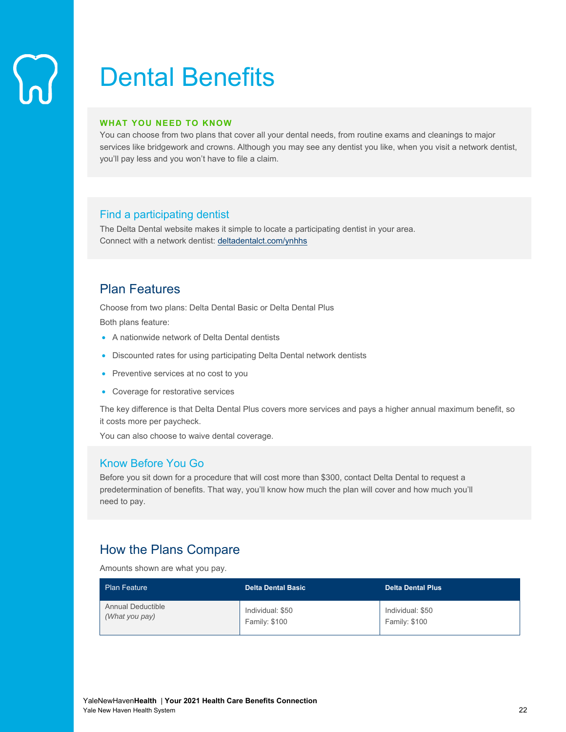# Dental Benefits

**WHAT YOU NEED TO KNOW**

You can choose from two plans that cover all your dental needs, from routine exams and cleanings to major services like bridgework and crowns. Although you may see any dentist you like, when you visit a network dentist, you'll pay less and you won't have to file a claim.

### Find a participating dentist

The Delta Dental website makes it simple to locate a participating dentist in your area.
Connect with a network dentist: deltadentalct.com/ynhhs

## Plan Features

Choose from two plans: Delta Dental Basic or Delta Dental Plus

Both plans feature:

- A nationwide network of Delta Dental dentists
- Discounted rates for using participating Delta Dental network dentists
- Preventive services at no cost to you
- Coverage for restorative services

The key difference is that Delta Dental Plus covers more services and pays a higher annual maximum benefit, so it costs more per paycheck.

You can also choose to waive dental coverage.

### Know Before You Go

Before you sit down for a procedure that will cost more than $300, contact Delta Dental to request a predetermination of benefits. That way, you'll know how much the plan will cover and how much you'll need to pay.

## How the Plans Compare

Amounts shown are what you pay.

| Plan Feature | Delta Dental Basic | Delta Dental Plus |
|---|---|---|
| Annual Deductible *(What you pay)* | Individual: $50<br>Family: $100 | Individual: $50<br>Family: $100 |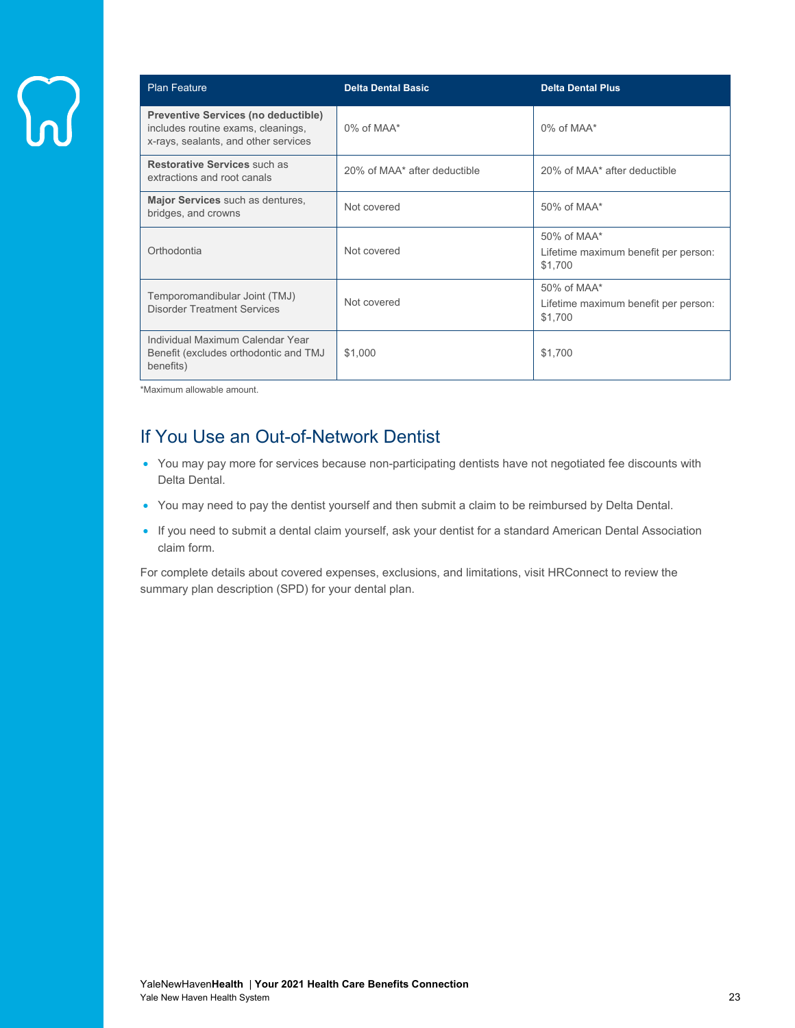| Plan Feature | Delta Dental Basic | Delta Dental Plus |
|---|---|---|
| **Preventive Services (no deductible)** includes routine exams, cleanings, x-rays, sealants, and other services | 0% of MAA* | 0% of MAA* |
| **Restorative Services** such as extractions and root canals | 20% of MAA* after deductible | 20% of MAA* after deductible |
| **Major Services** such as dentures, bridges, and crowns | Not covered | 50% of MAA* |
| Orthodontia | Not covered | 50% of MAA* Lifetime maximum benefit per person: $1,700 |
| Temporomandibular Joint (TMJ) Disorder Treatment Services | Not covered | 50% of MAA* Lifetime maximum benefit per person: $1,700 |
| Individual Maximum Calendar Year Benefit (excludes orthodontic and TMJ benefits) | $1,000 | $1,700 |

*Maximum allowable amount.

## If You Use an Out-of-Network Dentist

- You may pay more for services because non-participating dentists have not negotiated fee discounts with Delta Dental.
- You may need to pay the dentist yourself and then submit a claim to be reimbursed by Delta Dental.
- If you need to submit a dental claim yourself, ask your dentist for a standard American Dental Association claim form.

For complete details about covered expenses, exclusions, and limitations, visit HRConnect to review the summary plan description (SPD) for your dental plan.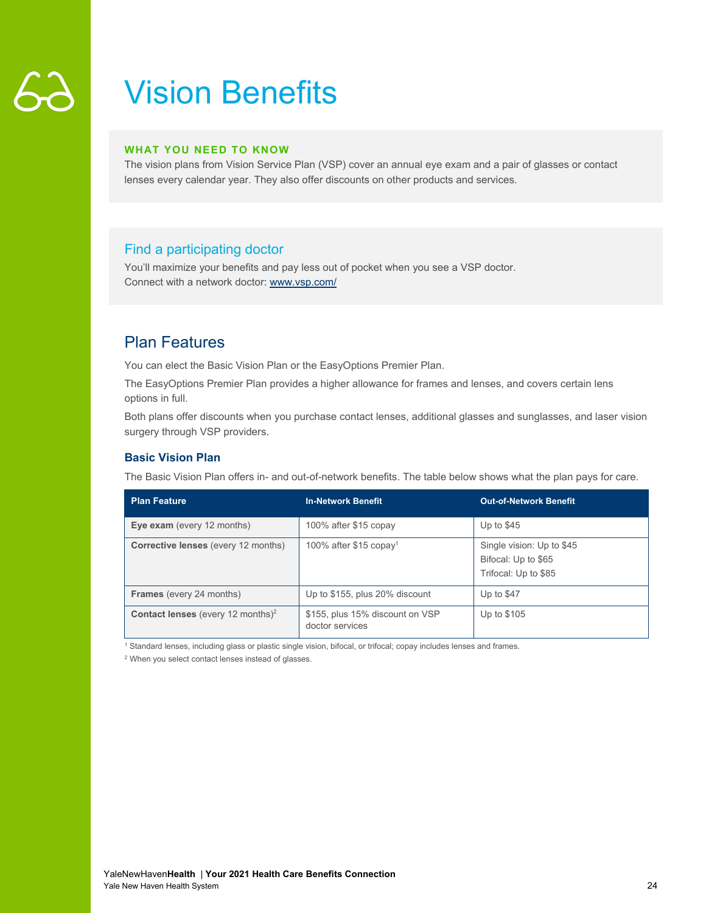# Vision Benefits

**WHAT YOU NEED TO KNOW**

The vision plans from Vision Service Plan (VSP) cover an annual eye exam and a pair of glasses or contact lenses every calendar year. They also offer discounts on other products and services.

## Find a participating doctor

You'll maximize your benefits and pay less out of pocket when you see a VSP doctor.
Connect with a network doctor: www.vsp.com/

## Plan Features

You can elect the Basic Vision Plan or the EasyOptions Premier Plan.

The EasyOptions Premier Plan provides a higher allowance for frames and lenses, and covers certain lens options in full.

Both plans offer discounts when you purchase contact lenses, additional glasses and sunglasses, and laser vision surgery through VSP providers.

### Basic Vision Plan

The Basic Vision Plan offers in- and out-of-network benefits. The table below shows what the plan pays for care.

| Plan Feature | In-Network Benefit | Out-of-Network Benefit |
|---|---|---|
| **Eye exam** (every 12 months) | 100% after $15 copay | Up to $45 |
| **Corrective lenses** (every 12 months) | 100% after $15 copay[1] | Single vision: Up to $45<br>Bifocal: Up to $65<br>Trifocal: Up to $85 |
| **Frames** (every 24 months) | Up to $155, plus 20% discount | Up to $47 |
| **Contact lenses** (every 12 months)[2] | $155, plus 15% discount on VSP doctor services | Up to $105 |

[1] Standard lenses, including glass or plastic single vision, bifocal, or trifocal; copay includes lenses and frames.

[2] When you select contact lenses instead of glasses.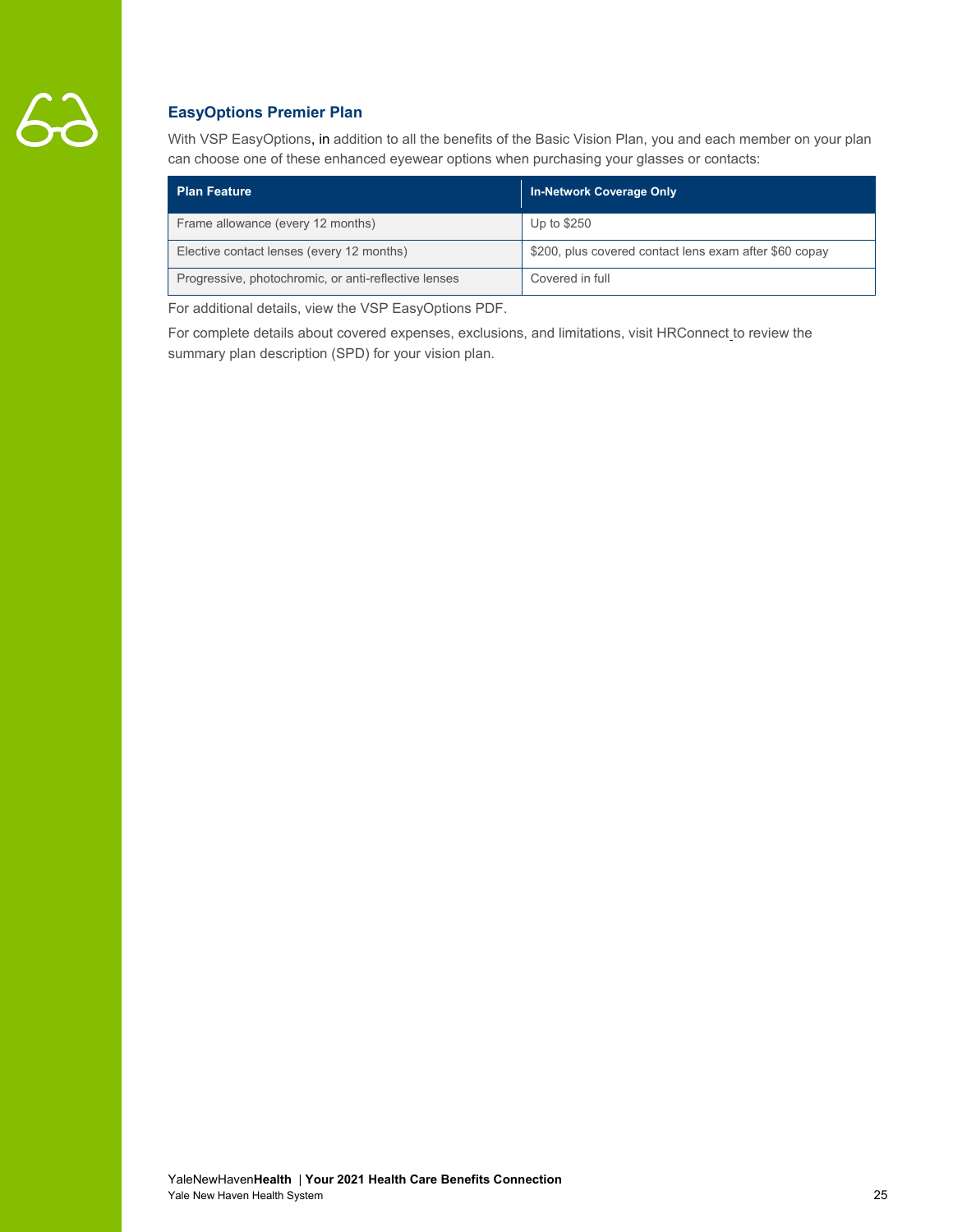## EasyOptions Premier Plan

With VSP EasyOptions, in addition to all the benefits of the Basic Vision Plan, you and each member on your plan can choose one of these enhanced eyewear options when purchasing your glasses or contacts:

| Plan Feature | In-Network Coverage Only |
|---|---|
| Frame allowance (every 12 months) | Up to $250 |
| Elective contact lenses (every 12 months) | $200, plus covered contact lens exam after $60 copay |
| Progressive, photochromic, or anti-reflective lenses | Covered in full |

For additional details, view the VSP EasyOptions PDF.

For complete details about covered expenses, exclusions, and limitations, visit HRConnect to review the summary plan description (SPD) for your vision plan.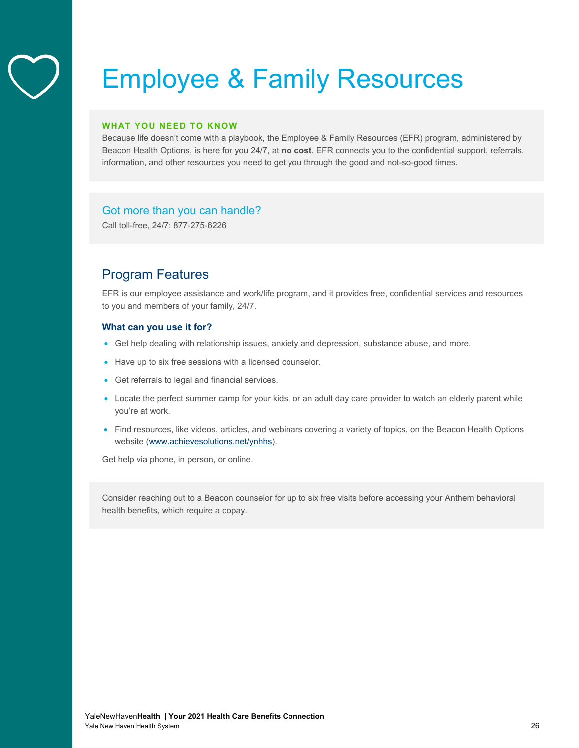# Employee & Family Resources

**WHAT YOU NEED TO KNOW**

Because life doesn't come with a playbook, the Employee & Family Resources (EFR) program, administered by Beacon Health Options, is here for you 24/7, at **no cost**. EFR connects you to the confidential support, referrals, information, and other resources you need to get you through the good and not-so-good times.

### Got more than you can handle?

Call toll-free, 24/7: 877-275-6226

## Program Features

EFR is our employee assistance and work/life program, and it provides free, confidential services and resources to you and members of your family, 24/7.

### What can you use it for?

- Get help dealing with relationship issues, anxiety and depression, substance abuse, and more.
- Have up to six free sessions with a licensed counselor.
- Get referrals to legal and financial services.
- Locate the perfect summer camp for your kids, or an adult day care provider to watch an elderly parent while you're at work.
- Find resources, like videos, articles, and webinars covering a variety of topics, on the Beacon Health Options website (www.achievesolutions.net/ynhhs).

Get help via phone, in person, or online.

Consider reaching out to a Beacon counselor for up to six free visits before accessing your Anthem behavioral health benefits, which require a copay.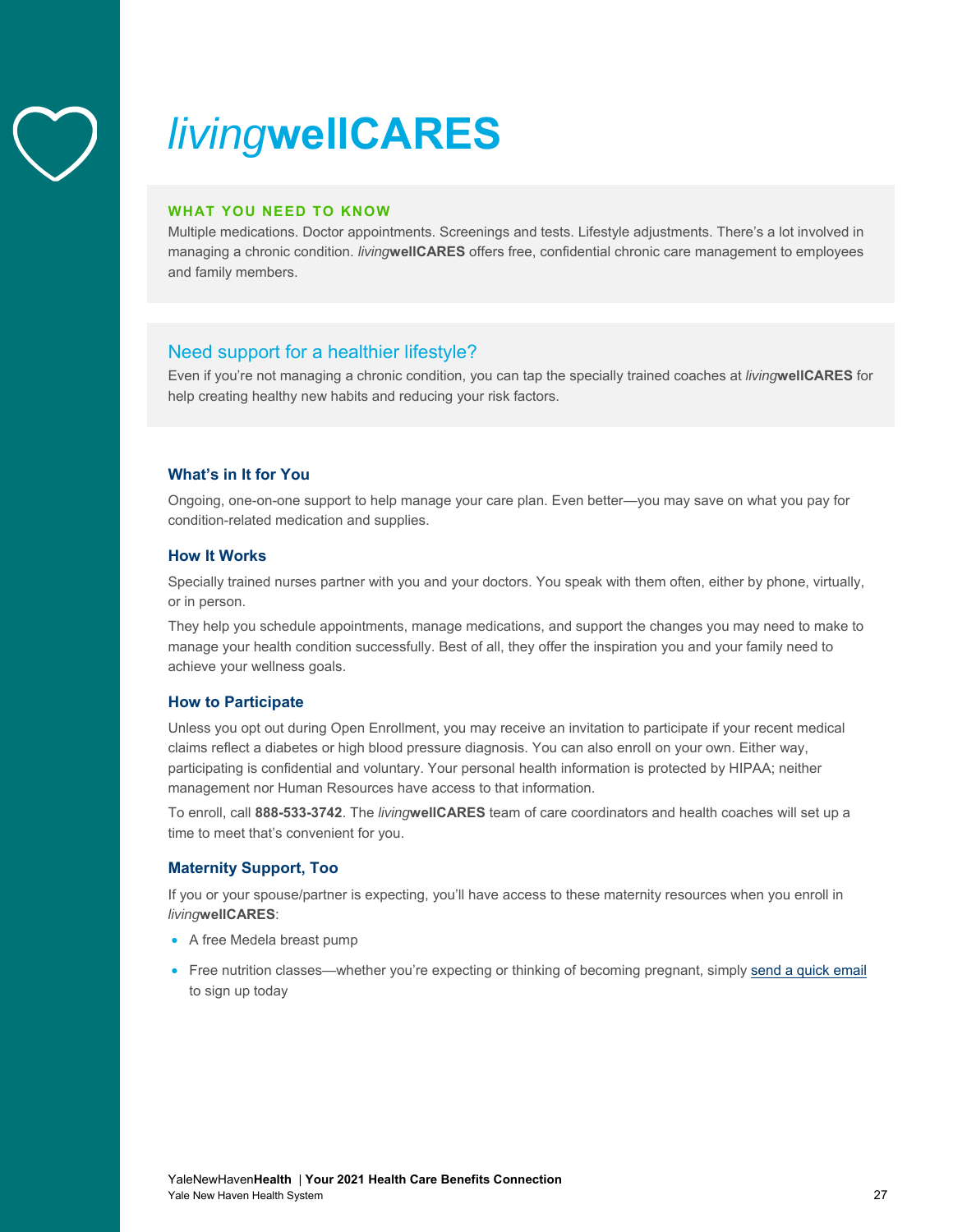# *living***wellCARES**

**WHAT YOU NEED TO KNOW**

Multiple medications. Doctor appointments. Screenings and tests. Lifestyle adjustments. There's a lot involved in managing a chronic condition. *living***wellCARES** offers free, confidential chronic care management to employees and family members.

## Need support for a healthier lifestyle?

Even if you're not managing a chronic condition, you can tap the specially trained coaches at *living***wellCARES** for help creating healthy new habits and reducing your risk factors.

### What's in It for You

Ongoing, one-on-one support to help manage your care plan. Even better—you may save on what you pay for condition-related medication and supplies.

### How It Works

Specially trained nurses partner with you and your doctors. You speak with them often, either by phone, virtually, or in person.

They help you schedule appointments, manage medications, and support the changes you may need to make to manage your health condition successfully. Best of all, they offer the inspiration you and your family need to achieve your wellness goals.

### How to Participate

Unless you opt out during Open Enrollment, you may receive an invitation to participate if your recent medical claims reflect a diabetes or high blood pressure diagnosis. You can also enroll on your own. Either way, participating is confidential and voluntary. Your personal health information is protected by HIPAA; neither management nor Human Resources have access to that information.

To enroll, call **888-533-3742**. The *living***wellCARES** team of care coordinators and health coaches will set up a time to meet that's convenient for you.

### Maternity Support, Too

If you or your spouse/partner is expecting, you'll have access to these maternity resources when you enroll in *living***wellCARES**:

- A free Medela breast pump
- Free nutrition classes—whether you're expecting or thinking of becoming pregnant, simply send a quick email to sign up today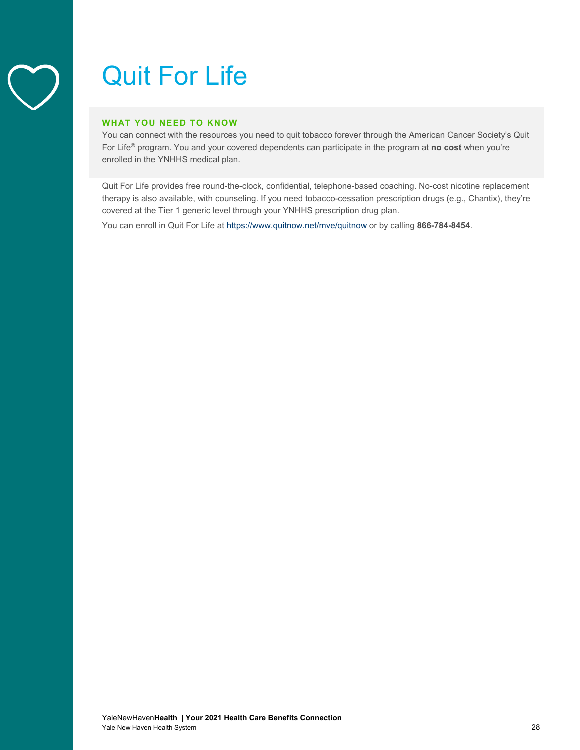# Quit For Life

**WHAT YOU NEED TO KNOW**

You can connect with the resources you need to quit tobacco forever through the American Cancer Society's Quit For Life® program. You and your covered dependents can participate in the program at **no cost** when you're enrolled in the YNHHS medical plan.

Quit For Life provides free round-the-clock, confidential, telephone-based coaching. No-cost nicotine replacement therapy is also available, with counseling. If you need tobacco-cessation prescription drugs (e.g., Chantix), they're covered at the Tier 1 generic level through your YNHHS prescription drug plan.

You can enroll in Quit For Life at https://www.quitnow.net/mve/quitnow or by calling **866-784-8454**.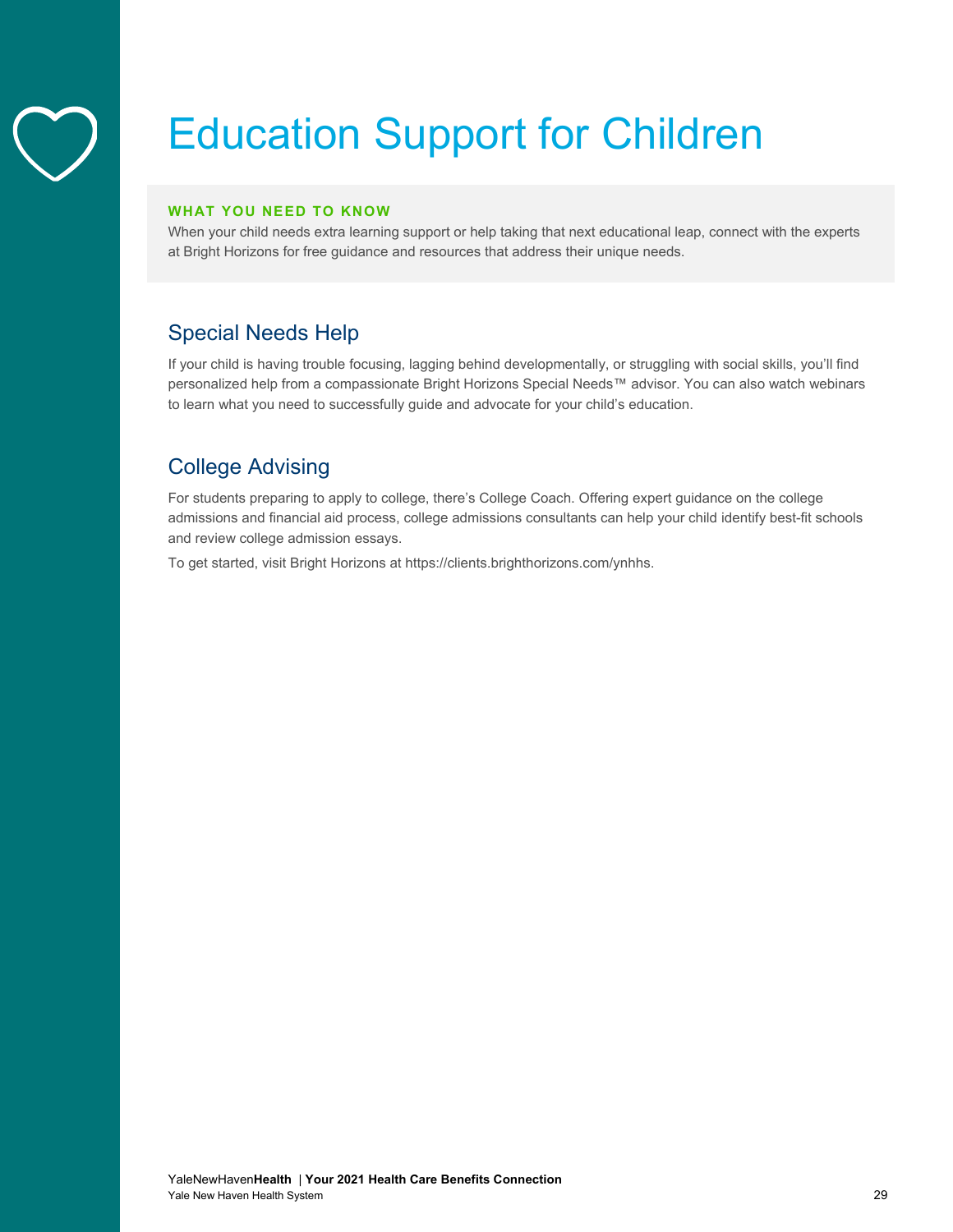# Education Support for Children

**WHAT YOU NEED TO KNOW**

When your child needs extra learning support or help taking that next educational leap, connect with the experts at Bright Horizons for free guidance and resources that address their unique needs.

## Special Needs Help

If your child is having trouble focusing, lagging behind developmentally, or struggling with social skills, you'll find personalized help from a compassionate Bright Horizons Special Needs™ advisor. You can also watch webinars to learn what you need to successfully guide and advocate for your child's education.

## College Advising

For students preparing to apply to college, there's College Coach. Offering expert guidance on the college admissions and financial aid process, college admissions consultants can help your child identify best-fit schools and review college admission essays.

To get started, visit Bright Horizons at https://clients.brighthorizons.com/ynhhs.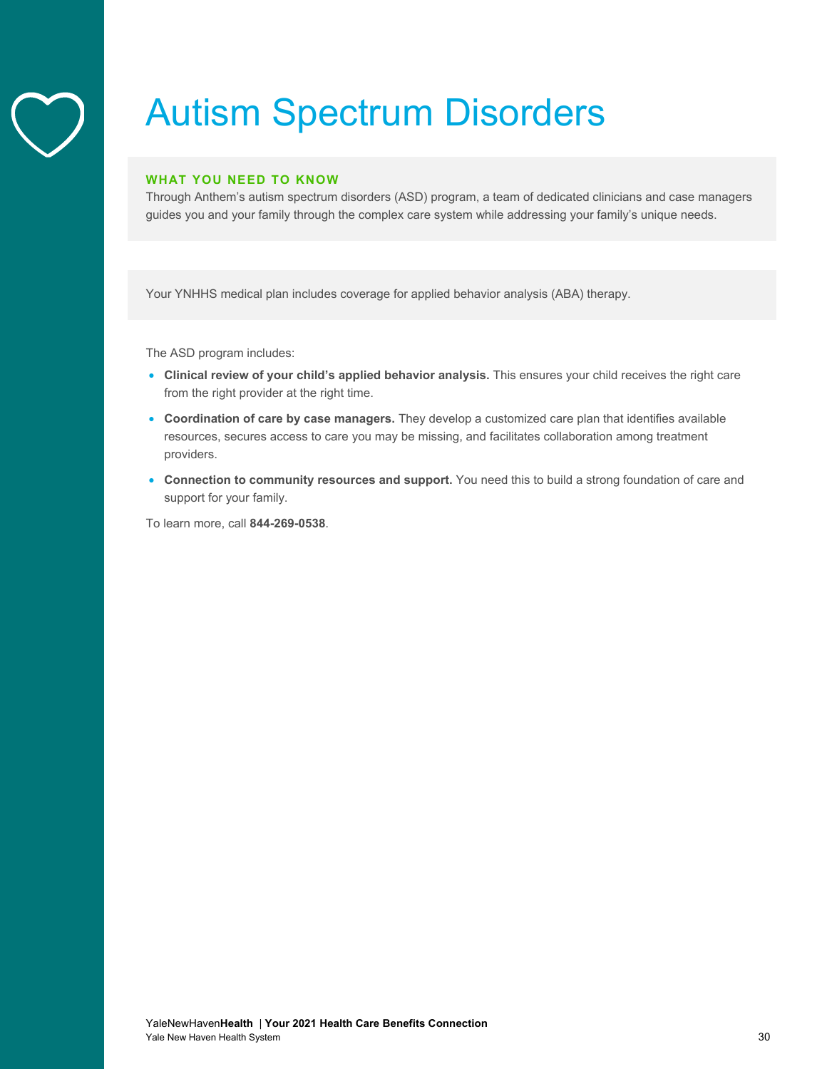# Autism Spectrum Disorders

**WHAT YOU NEED TO KNOW**

Through Anthem's autism spectrum disorders (ASD) program, a team of dedicated clinicians and case managers guides you and your family through the complex care system while addressing your family's unique needs.

Your YNHHS medical plan includes coverage for applied behavior analysis (ABA) therapy.

The ASD program includes:

- **Clinical review of your child's applied behavior analysis.** This ensures your child receives the right care from the right provider at the right time.
- **Coordination of care by case managers.** They develop a customized care plan that identifies available resources, secures access to care you may be missing, and facilitates collaboration among treatment providers.
- **Connection to community resources and support.** You need this to build a strong foundation of care and support for your family.

To learn more, call **844-269-0538**.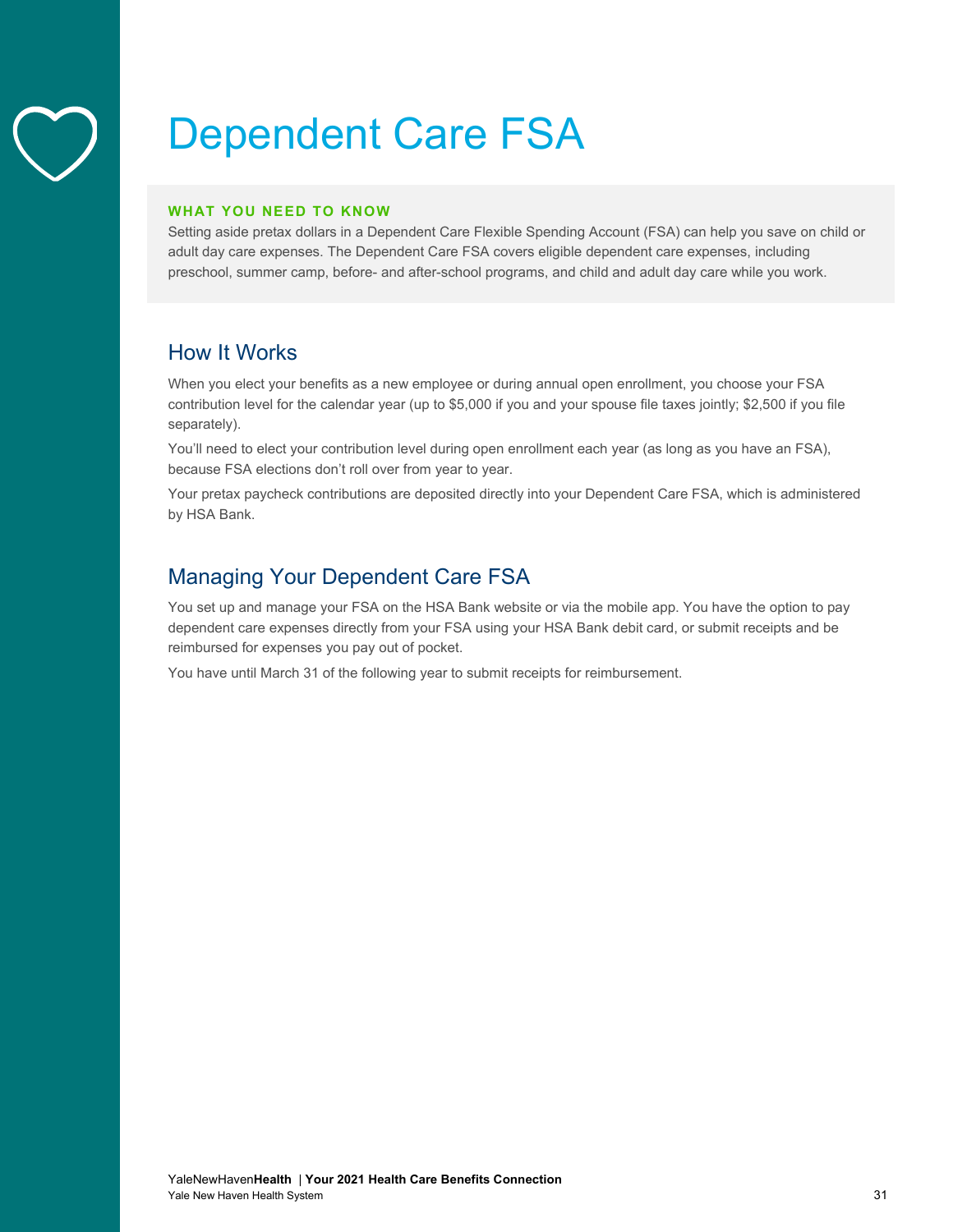# Dependent Care FSA

**WHAT YOU NEED TO KNOW**

Setting aside pretax dollars in a Dependent Care Flexible Spending Account (FSA) can help you save on child or adult day care expenses. The Dependent Care FSA covers eligible dependent care expenses, including preschool, summer camp, before- and after-school programs, and child and adult day care while you work.

## How It Works

When you elect your benefits as a new employee or during annual open enrollment, you choose your FSA contribution level for the calendar year (up to $5,000 if you and your spouse file taxes jointly; $2,500 if you file separately).

You'll need to elect your contribution level during open enrollment each year (as long as you have an FSA), because FSA elections don't roll over from year to year.

Your pretax paycheck contributions are deposited directly into your Dependent Care FSA, which is administered by HSA Bank.

## Managing Your Dependent Care FSA

You set up and manage your FSA on the HSA Bank website or via the mobile app. You have the option to pay dependent care expenses directly from your FSA using your HSA Bank debit card, or submit receipts and be reimbursed for expenses you pay out of pocket.

You have until March 31 of the following year to submit receipts for reimbursement.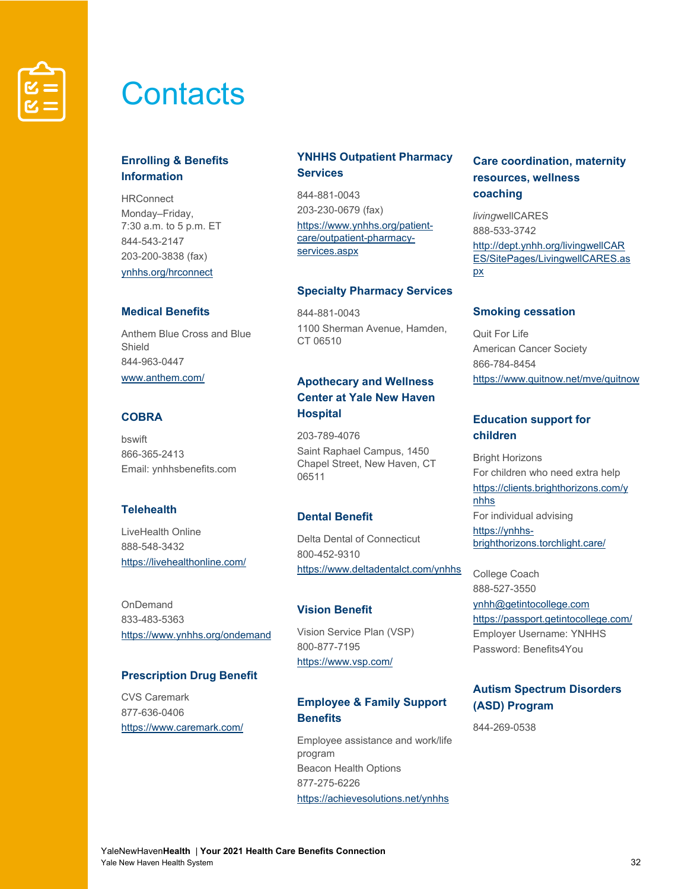# Contacts

## Enrolling & Benefits Information

HRConnect
Monday–Friday,
7:30 a.m. to 5 p.m. ET
844-543-2147
203-200-3838 (fax)
ynhhs.org/hrconnect

## Medical Benefits

Anthem Blue Cross and Blue Shield
844-963-0447
www.anthem.com/

## COBRA

bswift
866-365-2413
Email: ynhhsbenefits.com

## Telehealth

LiveHealth Online
888-548-3432
https://livehealthonline.com/

OnDemand
833-483-5363
https://www.ynhhs.org/ondemand

## Prescription Drug Benefit

CVS Caremark
877-636-0406
https://www.caremark.com/

## YNHHS Outpatient Pharmacy Services

844-881-0043
203-230-0679 (fax)
https://www.ynhhs.org/patient-care/outpatient-pharmacy-services.aspx

## Specialty Pharmacy Services

844-881-0043
1100 Sherman Avenue, Hamden, CT 06510

## Apothecary and Wellness Center at Yale New Haven Hospital

203-789-4076
Saint Raphael Campus, 1450 Chapel Street, New Haven, CT 06511

## Dental Benefit

Delta Dental of Connecticut
800-452-9310
https://www.deltadentalct.com/ynhhs

## Vision Benefit

Vision Service Plan (VSP)
800-877-7195
https://www.vsp.com/

## Employee & Family Support Benefits

Employee assistance and work/life program
Beacon Health Options
877-275-6226
https://achievesolutions.net/ynhhs

## Care coordination, maternity resources, wellness coaching

*living*wellCARES
888-533-3742
http://dept.ynhh.org/livingwellCARES/SitePages/LivingwellCARES.aspx

## Smoking cessation

Quit For Life
American Cancer Society
866-784-8454
https://www.quitnow.net/mve/quitnow

## Education support for children

Bright Horizons
For children who need extra help
https://clients.brighthorizons.com/ynhhs
For individual advising
https://ynhhs-brighthorizons.torchlight.care/

College Coach
888-527-3550
ynhh@getintocollege.com
https://passport.getintocollege.com/
Employer Username: YNHHS
Password: Benefits4You

## Autism Spectrum Disorders (ASD) Program

844-269-0538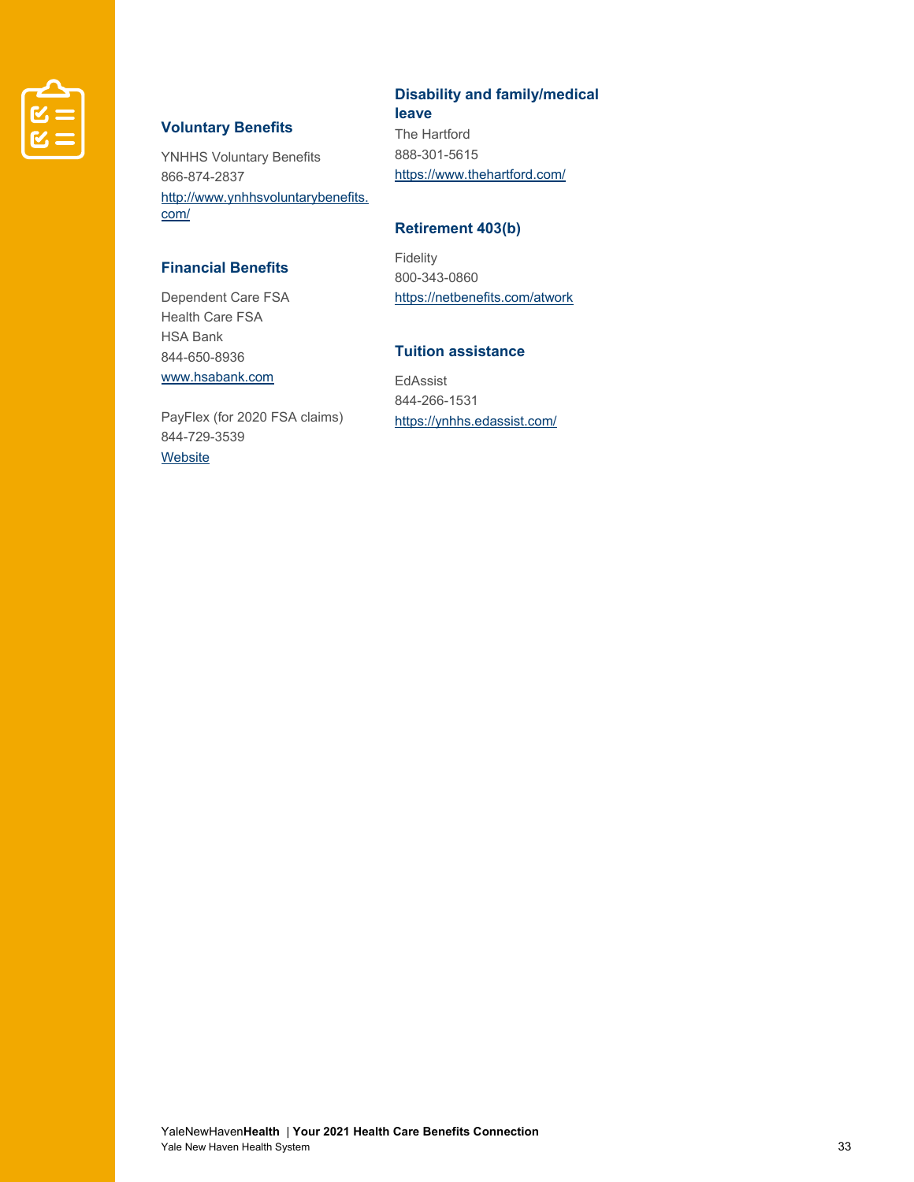### Voluntary Benefits

YNHHS Voluntary Benefits
866-874-2837
[http://www.ynhhsvoluntarybenefits.com/](http://www.ynhhsvoluntarybenefits.com/)

### Financial Benefits

Dependent Care FSA
Health Care FSA
HSA Bank
844-650-8936
[www.hsabank.com](www.hsabank.com)

PayFlex (for 2020 FSA claims)
844-729-3539
Website

### Disability and family/medical leave

The Hartford
888-301-5615
[https://www.thehartford.com/](https://www.thehartford.com/)

### Retirement 403(b)

Fidelity
800-343-0860
[https://netbenefits.com/atwork](https://netbenefits.com/atwork)

### Tuition assistance

EdAssist
844-266-1531
[https://ynhhs.edassist.com/](https://ynhhs.edassist.com/)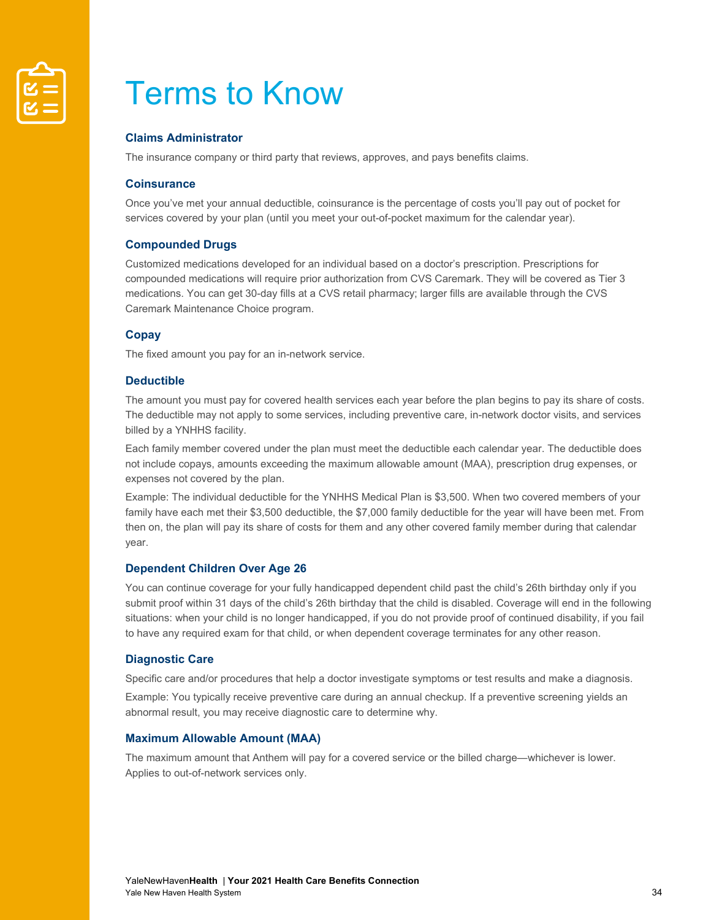# Terms to Know

### Claims Administrator

The insurance company or third party that reviews, approves, and pays benefits claims.

### Coinsurance

Once you've met your annual deductible, coinsurance is the percentage of costs you'll pay out of pocket for services covered by your plan (until you meet your out-of-pocket maximum for the calendar year).

### Compounded Drugs

Customized medications developed for an individual based on a doctor's prescription. Prescriptions for compounded medications will require prior authorization from CVS Caremark. They will be covered as Tier 3 medications. You can get 30-day fills at a CVS retail pharmacy; larger fills are available through the CVS Caremark Maintenance Choice program.

### Copay

The fixed amount you pay for an in-network service.

### Deductible

The amount you must pay for covered health services each year before the plan begins to pay its share of costs. The deductible may not apply to some services, including preventive care, in-network doctor visits, and services billed by a YNHHS facility.

Each family member covered under the plan must meet the deductible each calendar year. The deductible does not include copays, amounts exceeding the maximum allowable amount (MAA), prescription drug expenses, or expenses not covered by the plan.

Example: The individual deductible for the YNHHS Medical Plan is $3,500. When two covered members of your family have each met their $3,500 deductible, the $7,000 family deductible for the year will have been met. From then on, the plan will pay its share of costs for them and any other covered family member during that calendar year.

### Dependent Children Over Age 26

You can continue coverage for your fully handicapped dependent child past the child's 26th birthday only if you submit proof within 31 days of the child's 26th birthday that the child is disabled. Coverage will end in the following situations: when your child is no longer handicapped, if you do not provide proof of continued disability, if you fail to have any required exam for that child, or when dependent coverage terminates for any other reason.

### Diagnostic Care

Specific care and/or procedures that help a doctor investigate symptoms or test results and make a diagnosis.

Example: You typically receive preventive care during an annual checkup. If a preventive screening yields an abnormal result, you may receive diagnostic care to determine why.

### Maximum Allowable Amount (MAA)

The maximum amount that Anthem will pay for a covered service or the billed charge—whichever is lower. Applies to out-of-network services only.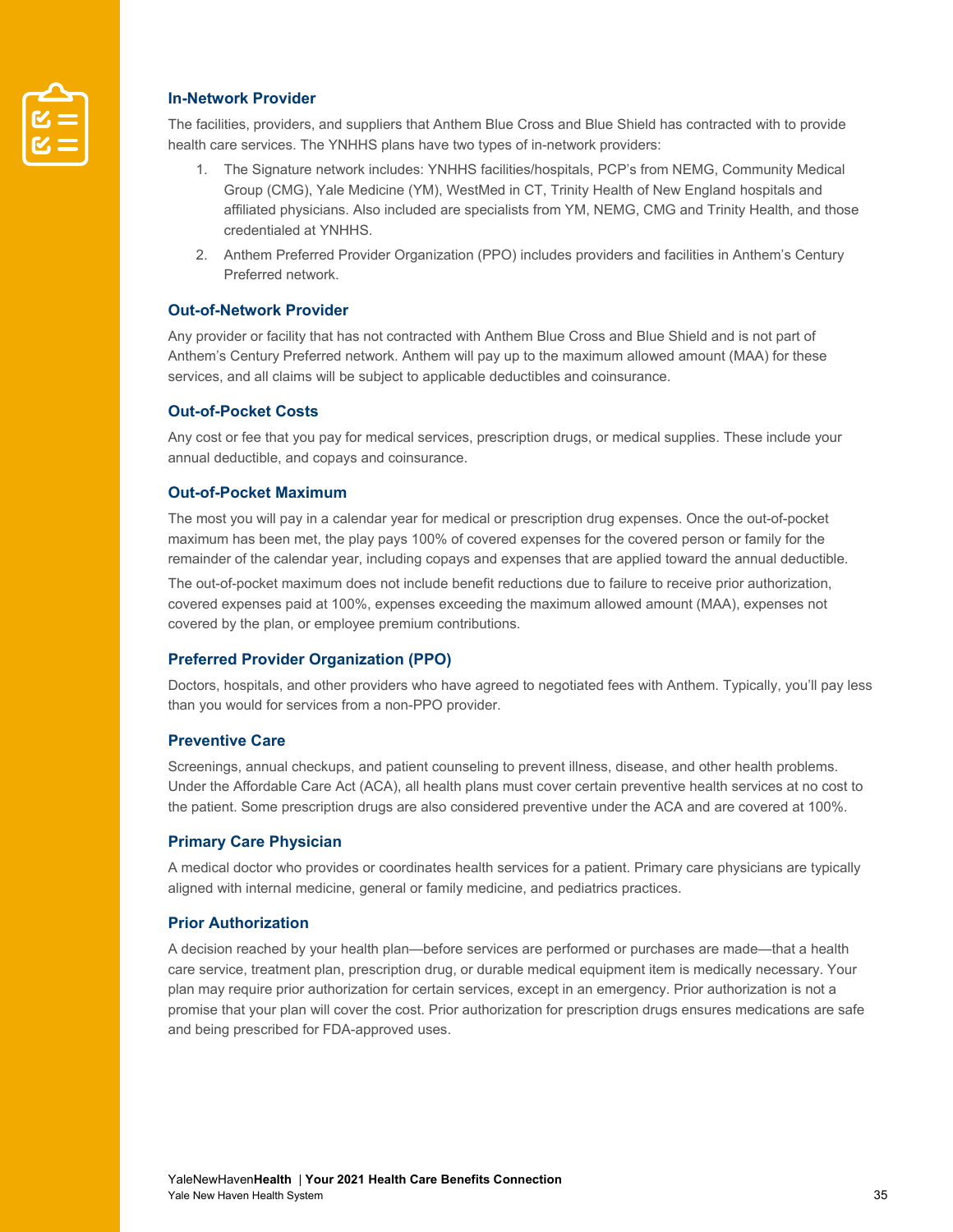### In-Network Provider

The facilities, providers, and suppliers that Anthem Blue Cross and Blue Shield has contracted with to provide health care services. The YNHHS plans have two types of in-network providers:

1. The Signature network includes: YNHHS facilities/hospitals, PCP's from NEMG, Community Medical Group (CMG), Yale Medicine (YM), WestMed in CT, Trinity Health of New England hospitals and affiliated physicians. Also included are specialists from YM, NEMG, CMG and Trinity Health, and those credentialed at YNHHS.
2. Anthem Preferred Provider Organization (PPO) includes providers and facilities in Anthem's Century Preferred network.

### Out-of-Network Provider

Any provider or facility that has not contracted with Anthem Blue Cross and Blue Shield and is not part of Anthem's Century Preferred network. Anthem will pay up to the maximum allowed amount (MAA) for these services, and all claims will be subject to applicable deductibles and coinsurance.

### Out-of-Pocket Costs

Any cost or fee that you pay for medical services, prescription drugs, or medical supplies. These include your annual deductible, and copays and coinsurance.

### Out-of-Pocket Maximum

The most you will pay in a calendar year for medical or prescription drug expenses. Once the out-of-pocket maximum has been met, the play pays 100% of covered expenses for the covered person or family for the remainder of the calendar year, including copays and expenses that are applied toward the annual deductible.

The out-of-pocket maximum does not include benefit reductions due to failure to receive prior authorization, covered expenses paid at 100%, expenses exceeding the maximum allowed amount (MAA), expenses not covered by the plan, or employee premium contributions.

### Preferred Provider Organization (PPO)

Doctors, hospitals, and other providers who have agreed to negotiated fees with Anthem. Typically, you'll pay less than you would for services from a non-PPO provider.

### Preventive Care

Screenings, annual checkups, and patient counseling to prevent illness, disease, and other health problems. Under the Affordable Care Act (ACA), all health plans must cover certain preventive health services at no cost to the patient. Some prescription drugs are also considered preventive under the ACA and are covered at 100%.

### Primary Care Physician

A medical doctor who provides or coordinates health services for a patient. Primary care physicians are typically aligned with internal medicine, general or family medicine, and pediatrics practices.

### Prior Authorization

A decision reached by your health plan—before services are performed or purchases are made—that a health care service, treatment plan, prescription drug, or durable medical equipment item is medically necessary. Your plan may require prior authorization for certain services, except in an emergency. Prior authorization is not a promise that your plan will cover the cost. Prior authorization for prescription drugs ensures medications are safe and being prescribed for FDA-approved uses.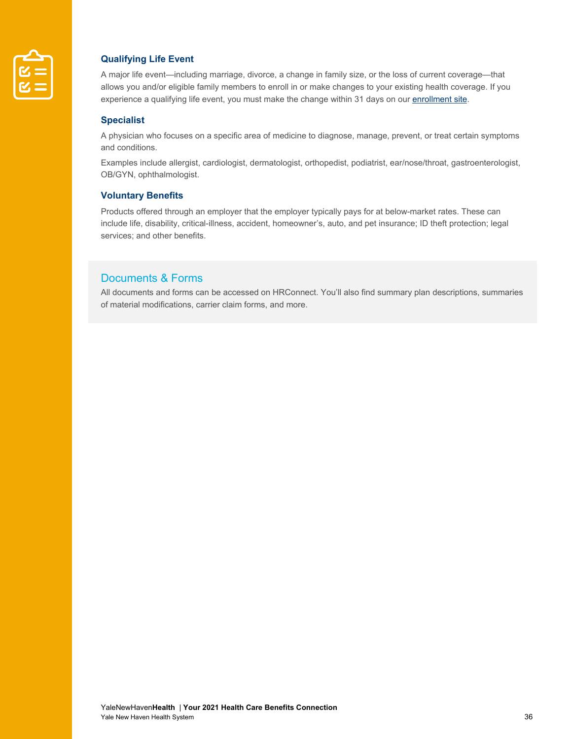### Qualifying Life Event

A major life event—including marriage, divorce, a change in family size, or the loss of current coverage—that allows you and/or eligible family members to enroll in or make changes to your existing health coverage. If you experience a qualifying life event, you must make the change within 31 days on our enrollment site.

### Specialist

A physician who focuses on a specific area of medicine to diagnose, manage, prevent, or treat certain symptoms and conditions.

Examples include allergist, cardiologist, dermatologist, orthopedist, podiatrist, ear/nose/throat, gastroenterologist, OB/GYN, ophthalmologist.

### Voluntary Benefits

Products offered through an employer that the employer typically pays for at below-market rates. These can include life, disability, critical-illness, accident, homeowner's, auto, and pet insurance; ID theft protection; legal services; and other benefits.

## Documents & Forms

All documents and forms can be accessed on HRConnect. You'll also find summary plan descriptions, summaries of material modifications, carrier claim forms, and more.